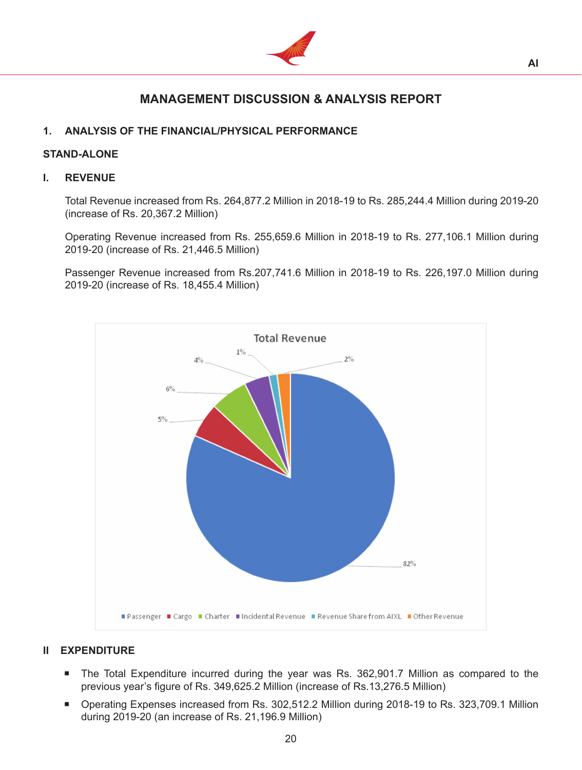# MANAGEMENT DISCUSSION & ANALYSIS REPORT

## 1. ANALYSIS OF THE FINANCIAL/PHYSICAL PERFORMANCE

### STAND-ALONE

### I. REVENUE

Total Revenue increased from Rs. 264,877.2 Million in 2018-19 to Rs. 285,244.4 Million during 2019-20 (increase of Rs. 20,367.2 Million)

Operating Revenue increased from Rs. 255,659.6 Million in 2018-19 to Rs. 277,106.1 Million during 2019-20 (increase of Rs. 21,446.5 Million)

Passenger Revenue increased from Rs.207,741.6 Million in 2018-19 to Rs. 226,197.0 Million during 2019-20 (increase of Rs. 18,455.4 Million)

**Total Revenue**

| Category | Share |
|---|---|
| Passenger | 82% |
| Cargo | 5% |
| Charter | 6% |
| Incidental Revenue | 4% |
| Revenue Share from AIXL | 1% |
| Other Revenue | 2% |

### II EXPENDITURE

- The Total Expenditure incurred during the year was Rs. 362,901.7 Million as compared to the previous year's figure of Rs. 349,625.2 Million (increase of Rs.13,276.5 Million)
- Operating Expenses increased from Rs. 302,512.2 Million during 2018-19 to Rs. 323,709.1 Million during 2019-20 (an increase of Rs. 21,196.9 Million)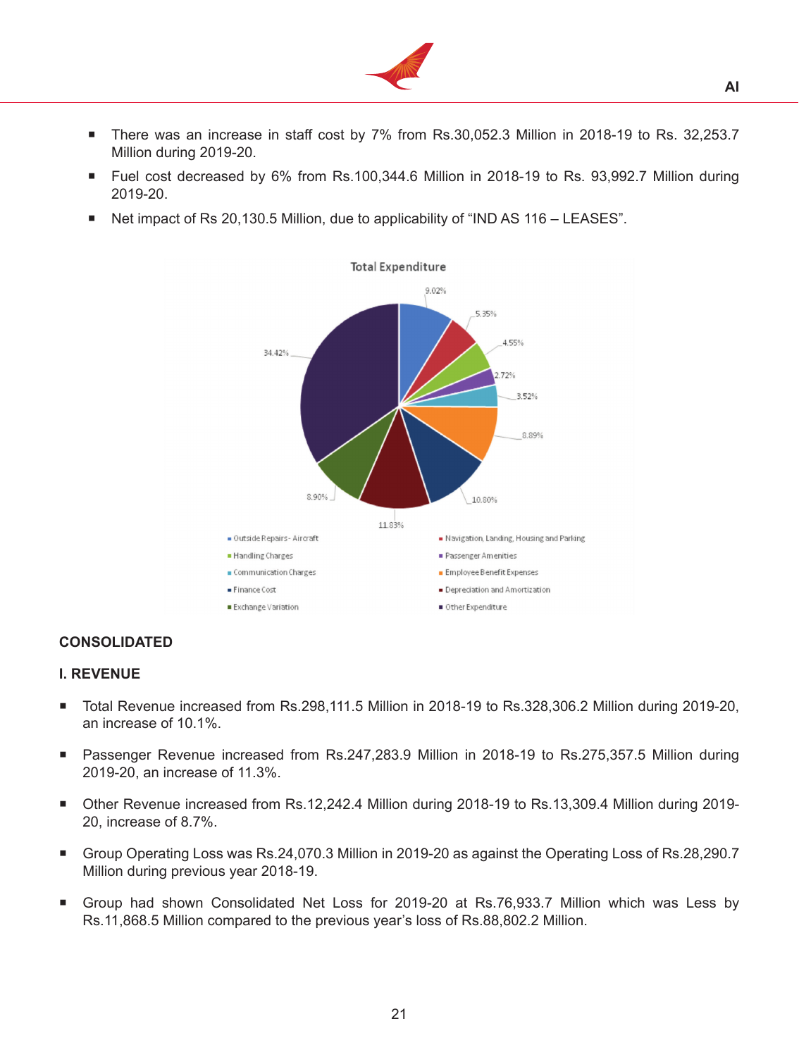- There was an increase in staff cost by 7% from Rs.30,052.3 Million in 2018-19 to Rs. 32,253.7 Million during 2019-20.
- Fuel cost decreased by 6% from Rs.100,344.6 Million in 2018-19 to Rs. 93,992.7 Million during 2019-20.
- Net impact of Rs 20,130.5 Million, due to applicability of “IND AS 116 – LEASES”.

Total Expenditure

- Outside Repairs - Aircraft: 9.02%
- Navigation, Landing, Housing and Parking: 5.35%
- Handling Charges: 4.55%
- Passenger Amenities: 2.72%
- Communication Charges: 3.52%
- Employee Benefit Expenses: 8.89%
- Finance Cost: 10.80%
- Depreciation and Amortization: 11.83%
- Exchange Variation: 8.90%
- Other Expenditure: 34.42%

**CONSOLIDATED**

**I. REVENUE**

- Total Revenue increased from Rs.298,111.5 Million in 2018-19 to Rs.328,306.2 Million during 2019-20, an increase of 10.1%.
- Passenger Revenue increased from Rs.247,283.9 Million in 2018-19 to Rs.275,357.5 Million during 2019-20, an increase of 11.3%.
- Other Revenue increased from Rs.12,242.4 Million during 2018-19 to Rs.13,309.4 Million during 2019-20, increase of 8.7%.
- Group Operating Loss was Rs.24,070.3 Million in 2019-20 as against the Operating Loss of Rs.28,290.7 Million during previous year 2018-19.
- Group had shown Consolidated Net Loss for 2019-20 at Rs.76,933.7 Million which was Less by Rs.11,868.5 Million compared to the previous year’s loss of Rs.88,802.2 Million.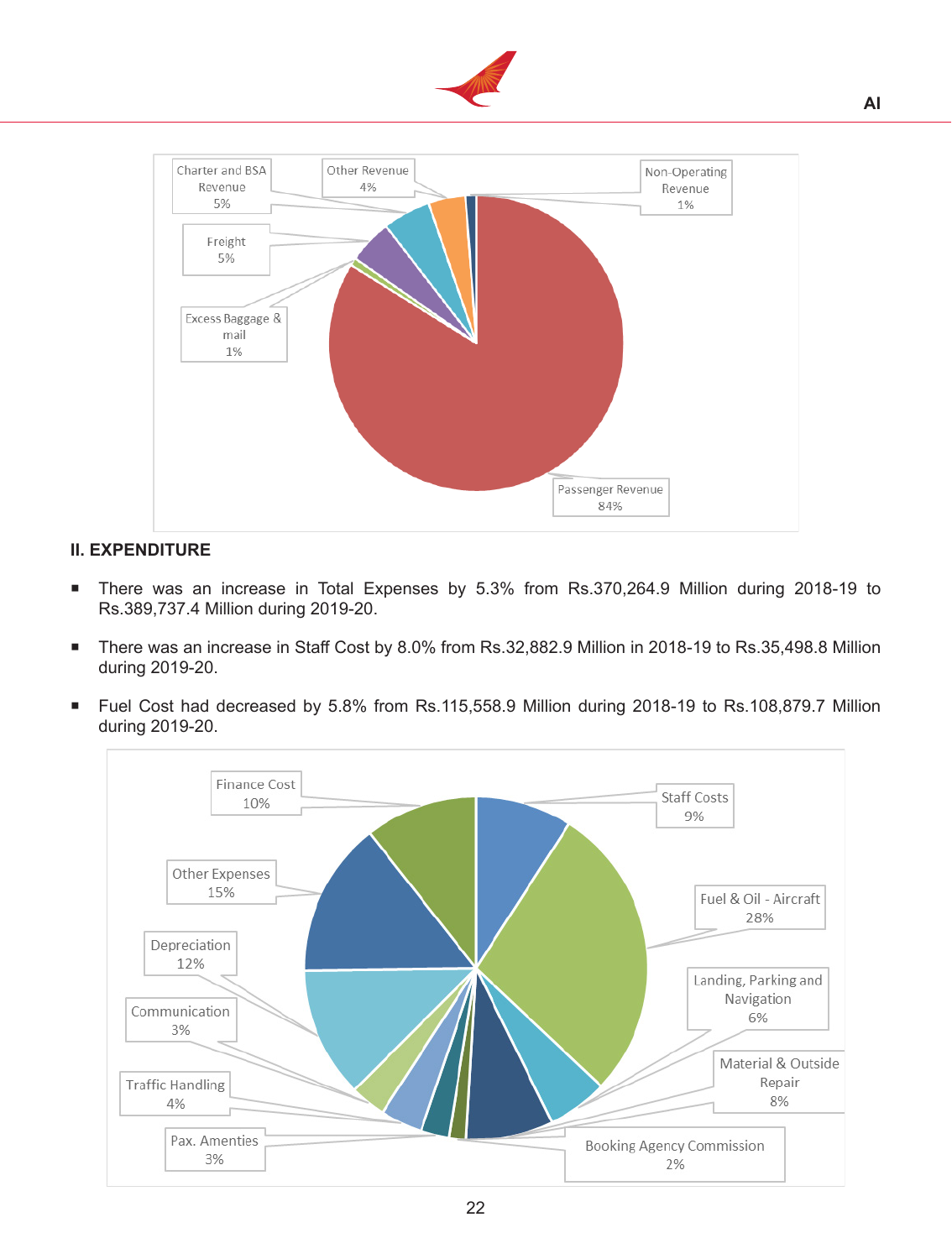Charter and BSA Revenue 5%

Other Revenue 4%

Non-Operating Revenue 1%

Freight 5%

Excess Baggage & mail 1%

Passenger Revenue 84%

**II. EXPENDITURE**

- There was an increase in Total Expenses by 5.3% from Rs.370,264.9 Million during 2018-19 to Rs.389,737.4 Million during 2019-20.
- There was an increase in Staff Cost by 8.0% from Rs.32,882.9 Million in 2018-19 to Rs.35,498.8 Million during 2019-20.
- Fuel Cost had decreased by 5.8% from Rs.115,558.9 Million during 2018-19 to Rs.108,879.7 Million during 2019-20.

Finance Cost 10%

Staff Costs 9%

Other Expenses 15%

Fuel & Oil - Aircraft 28%

Depreciation 12%

Landing, Parking and Navigation 6%

Communication 3%

Material & Outside Repair 8%

Traffic Handling 4%

Pax. Amenties 3%

Booking Agency Commission 2%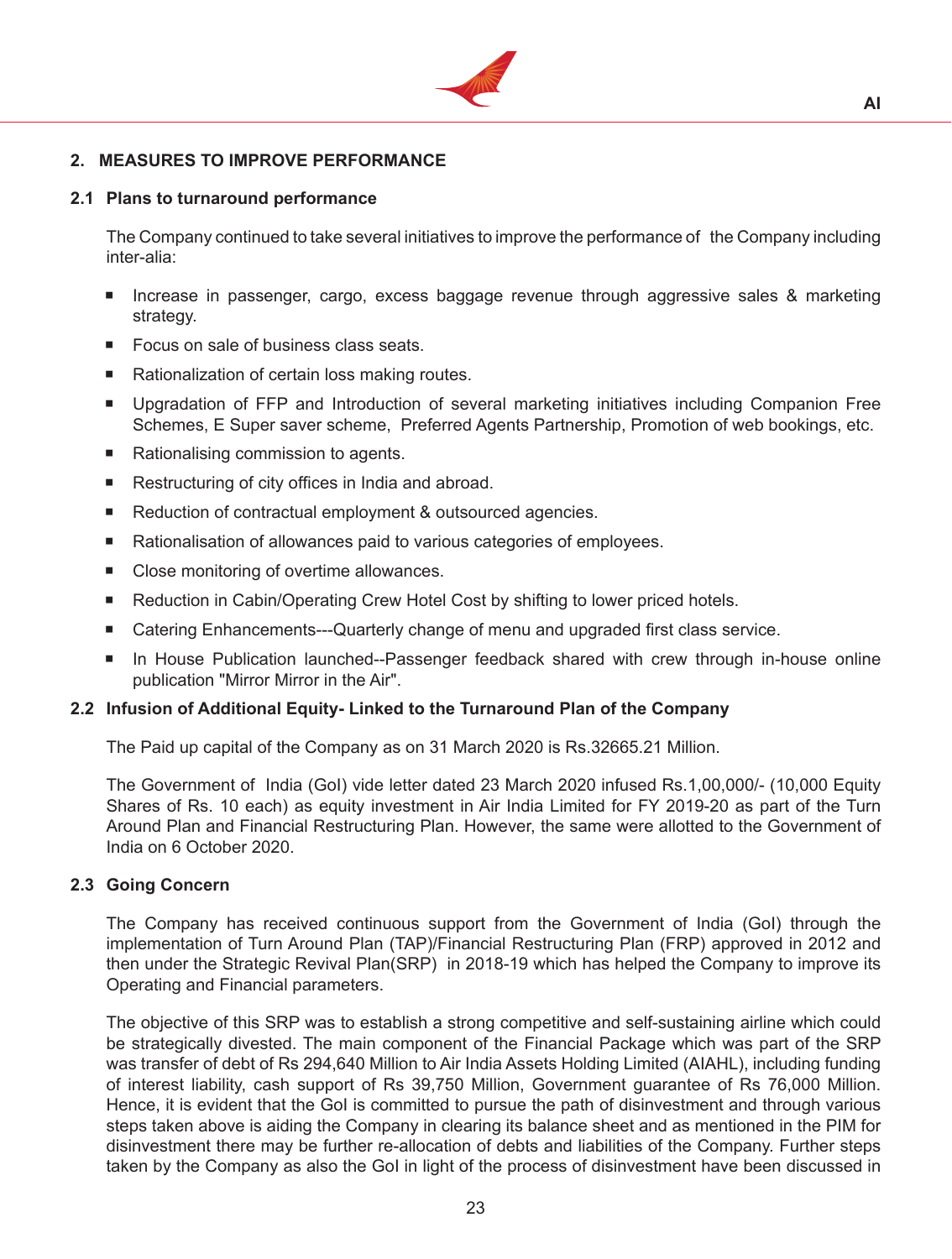## 2. MEASURES TO IMPROVE PERFORMANCE

### 2.1 Plans to turnaround performance

The Company continued to take several initiatives to improve the performance of the Company including inter-alia:

- Increase in passenger, cargo, excess baggage revenue through aggressive sales & marketing strategy.
- Focus on sale of business class seats.
- Rationalization of certain loss making routes.
- Upgradation of FFP and Introduction of several marketing initiatives including Companion Free Schemes, E Super saver scheme, Preferred Agents Partnership, Promotion of web bookings, etc.
- Rationalising commission to agents.
- Restructuring of city offices in India and abroad.
- Reduction of contractual employment & outsourced agencies.
- Rationalisation of allowances paid to various categories of employees.
- Close monitoring of overtime allowances.
- Reduction in Cabin/Operating Crew Hotel Cost by shifting to lower priced hotels.
- Catering Enhancements---Quarterly change of menu and upgraded first class service.
- In House Publication launched--Passenger feedback shared with crew through in-house online publication "Mirror Mirror in the Air".

### 2.2 Infusion of Additional Equity- Linked to the Turnaround Plan of the Company

The Paid up capital of the Company as on 31 March 2020 is Rs.32665.21 Million.

The Government of India (GoI) vide letter dated 23 March 2020 infused Rs.1,00,000/- (10,000 Equity Shares of Rs. 10 each) as equity investment in Air India Limited for FY 2019-20 as part of the Turn Around Plan and Financial Restructuring Plan. However, the same were allotted to the Government of India on 6 October 2020.

### 2.3 Going Concern

The Company has received continuous support from the Government of India (GoI) through the implementation of Turn Around Plan (TAP)/Financial Restructuring Plan (FRP) approved in 2012 and then under the Strategic Revival Plan(SRP) in 2018-19 which has helped the Company to improve its Operating and Financial parameters.

The objective of this SRP was to establish a strong competitive and self-sustaining airline which could be strategically divested. The main component of the Financial Package which was part of the SRP was transfer of debt of Rs 294,640 Million to Air India Assets Holding Limited (AIAHL), including funding of interest liability, cash support of Rs 39,750 Million, Government guarantee of Rs 76,000 Million. Hence, it is evident that the GoI is committed to pursue the path of disinvestment and through various steps taken above is aiding the Company in clearing its balance sheet and as mentioned in the PIM for disinvestment there may be further re-allocation of debts and liabilities of the Company. Further steps taken by the Company as also the GoI in light of the process of disinvestment have been discussed in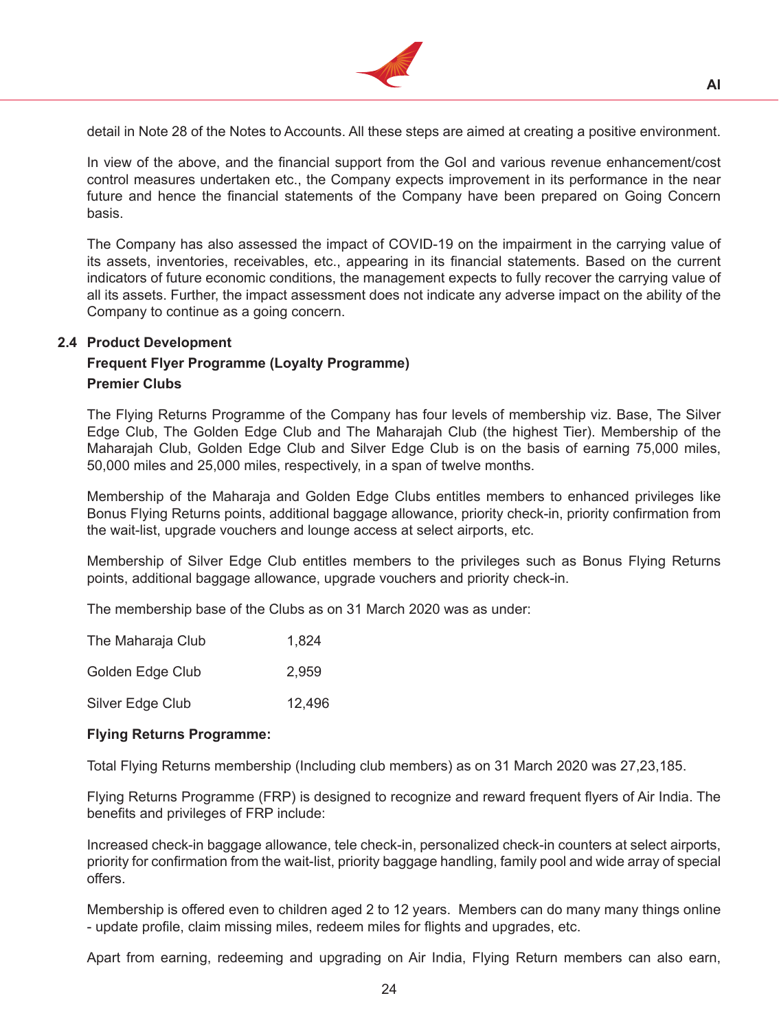detail in Note 28 of the Notes to Accounts. All these steps are aimed at creating a positive environment.

In view of the above, and the financial support from the GoI and various revenue enhancement/cost control measures undertaken etc., the Company expects improvement in its performance in the near future and hence the financial statements of the Company have been prepared on Going Concern basis.

The Company has also assessed the impact of COVID-19 on the impairment in the carrying value of its assets, inventories, receivables, etc., appearing in its financial statements. Based on the current indicators of future economic conditions, the management expects to fully recover the carrying value of all its assets. Further, the impact assessment does not indicate any adverse impact on the ability of the Company to continue as a going concern.

### 2.4 Product Development

**Frequent Flyer Programme (Loyalty Programme)**

**Premier Clubs**

The Flying Returns Programme of the Company has four levels of membership viz. Base, The Silver Edge Club, The Golden Edge Club and The Maharajah Club (the highest Tier). Membership of the Maharajah Club, Golden Edge Club and Silver Edge Club is on the basis of earning 75,000 miles, 50,000 miles and 25,000 miles, respectively, in a span of twelve months.

Membership of the Maharaja and Golden Edge Clubs entitles members to enhanced privileges like Bonus Flying Returns points, additional baggage allowance, priority check-in, priority confirmation from the wait-list, upgrade vouchers and lounge access at select airports, etc.

Membership of Silver Edge Club entitles members to the privileges such as Bonus Flying Returns points, additional baggage allowance, upgrade vouchers and priority check-in.

The membership base of the Clubs as on 31 March 2020 was as under:

| | |
|---|---|
| The Maharaja Club | 1,824 |
| Golden Edge Club | 2,959 |
| Silver Edge Club | 12,496 |

**Flying Returns Programme:**

Total Flying Returns membership (Including club members) as on 31 March 2020 was 27,23,185.

Flying Returns Programme (FRP) is designed to recognize and reward frequent flyers of Air India. The benefits and privileges of FRP include:

Increased check-in baggage allowance, tele check-in, personalized check-in counters at select airports, priority for confirmation from the wait-list, priority baggage handling, family pool and wide array of special offers.

Membership is offered even to children aged 2 to 12 years. Members can do many many things online - update profile, claim missing miles, redeem miles for flights and upgrades, etc.

Apart from earning, redeeming and upgrading on Air India, Flying Return members can also earn,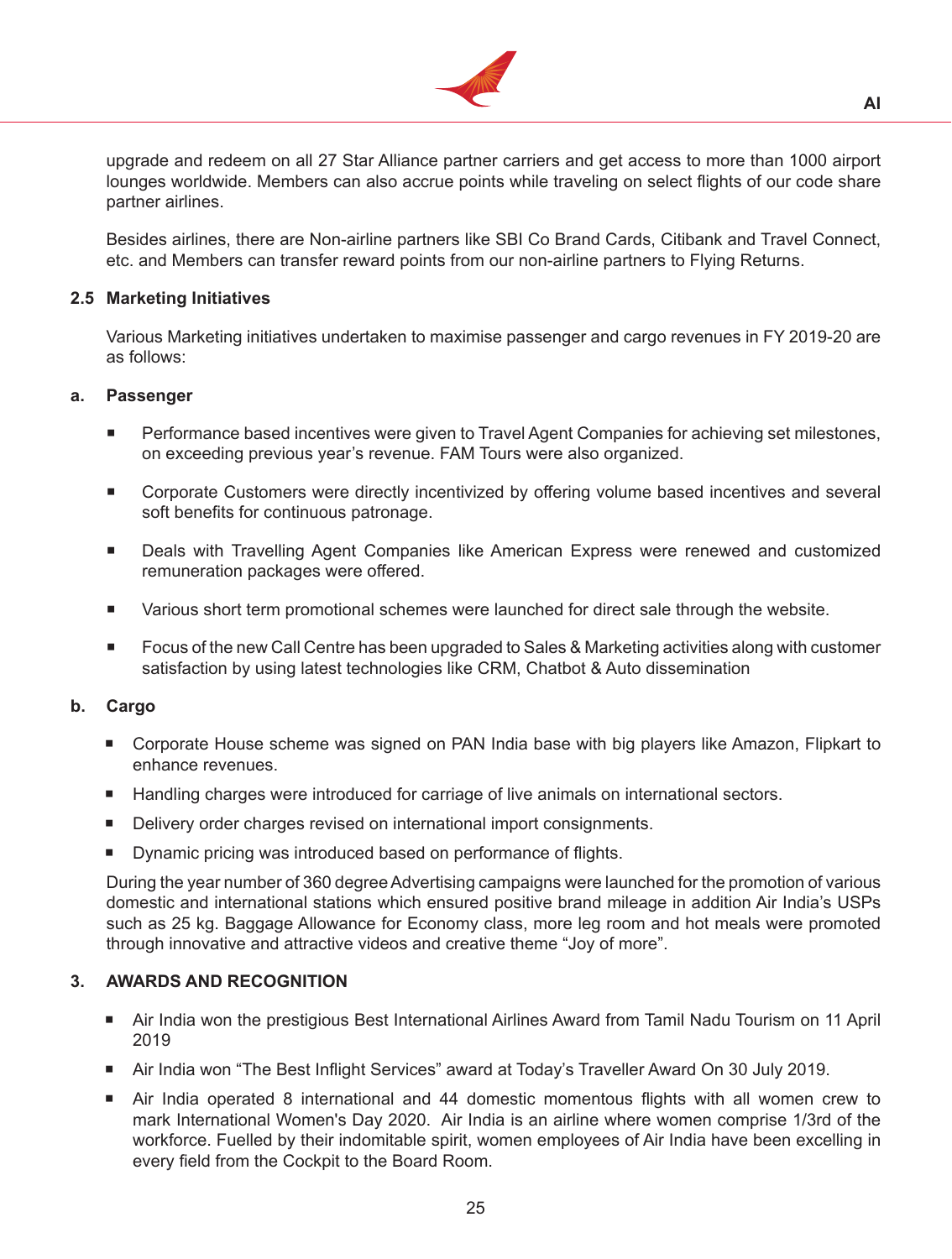upgrade and redeem on all 27 Star Alliance partner carriers and get access to more than 1000 airport lounges worldwide. Members can also accrue points while traveling on select flights of our code share partner airlines.

Besides airlines, there are Non-airline partners like SBI Co Brand Cards, Citibank and Travel Connect, etc. and Members can transfer reward points from our non-airline partners to Flying Returns.

### 2.5 Marketing Initiatives

Various Marketing initiatives undertaken to maximise passenger and cargo revenues in FY 2019-20 are as follows:

#### a. Passenger

- Performance based incentives were given to Travel Agent Companies for achieving set milestones, on exceeding previous year's revenue. FAM Tours were also organized.
- Corporate Customers were directly incentivized by offering volume based incentives and several soft benefits for continuous patronage.
- Deals with Travelling Agent Companies like American Express were renewed and customized remuneration packages were offered.
- Various short term promotional schemes were launched for direct sale through the website.
- Focus of the new Call Centre has been upgraded to Sales & Marketing activities along with customer satisfaction by using latest technologies like CRM, Chatbot & Auto dissemination

#### b. Cargo

- Corporate House scheme was signed on PAN India base with big players like Amazon, Flipkart to enhance revenues.
- Handling charges were introduced for carriage of live animals on international sectors.
- Delivery order charges revised on international import consignments.
- Dynamic pricing was introduced based on performance of flights.

During the year number of 360 degree Advertising campaigns were launched for the promotion of various domestic and international stations which ensured positive brand mileage in addition Air India's USPs such as 25 kg. Baggage Allowance for Economy class, more leg room and hot meals were promoted through innovative and attractive videos and creative theme "Joy of more".

## 3. AWARDS AND RECOGNITION

- Air India won the prestigious Best International Airlines Award from Tamil Nadu Tourism on 11 April 2019
- Air India won "The Best Inflight Services" award at Today's Traveller Award On 30 July 2019.
- Air India operated 8 international and 44 domestic momentous flights with all women crew to mark International Women's Day 2020. Air India is an airline where women comprise 1/3rd of the workforce. Fuelled by their indomitable spirit, women employees of Air India have been excelling in every field from the Cockpit to the Board Room.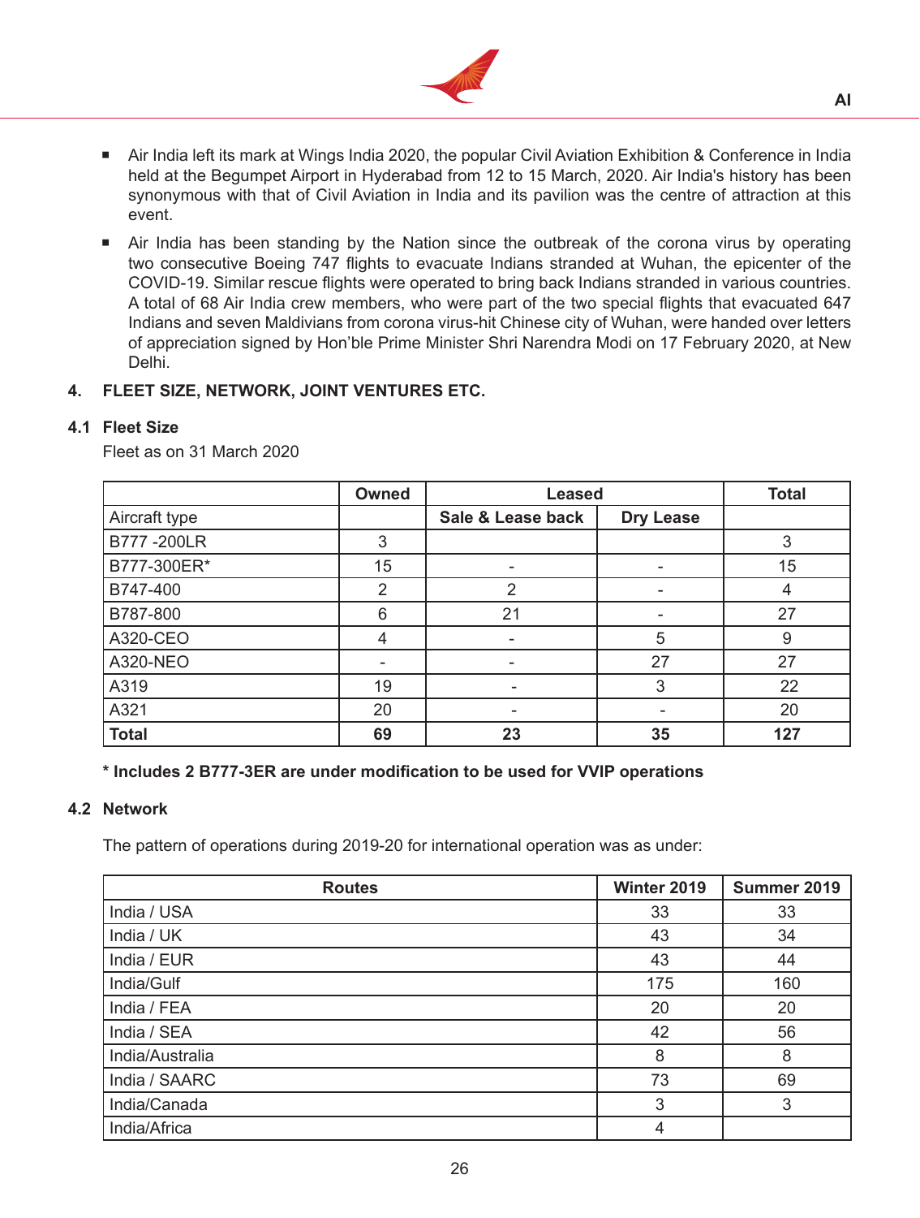- Air India left its mark at Wings India 2020, the popular Civil Aviation Exhibition & Conference in India held at the Begumpet Airport in Hyderabad from 12 to 15 March, 2020. Air India's history has been synonymous with that of Civil Aviation in India and its pavilion was the centre of attraction at this event.
- Air India has been standing by the Nation since the outbreak of the corona virus by operating two consecutive Boeing 747 flights to evacuate Indians stranded at Wuhan, the epicenter of the COVID-19. Similar rescue flights were operated to bring back Indians stranded in various countries. A total of 68 Air India crew members, who were part of the two special flights that evacuated 647 Indians and seven Maldivians from corona virus-hit Chinese city of Wuhan, were handed over letters of appreciation signed by Hon'ble Prime Minister Shri Narendra Modi on 17 February 2020, at New Delhi.

## 4. FLEET SIZE, NETWORK, JOINT VENTURES ETC.

### 4.1 Fleet Size

Fleet as on 31 March 2020

| | Owned | Leased | | Total |
|---|---|---|---|---|
| Aircraft type | | Sale & Lease back | Dry Lease | |
| B777 -200LR | 3 | | | 3 |
| B777-300ER* | 15 | - | - | 15 |
| B747-400 | 2 | 2 | - | 4 |
| B787-800 | 6 | 21 | - | 27 |
| A320-CEO | 4 | - | 5 | 9 |
| A320-NEO | - | - | 27 | 27 |
| A319 | 19 | - | 3 | 22 |
| A321 | 20 | - | - | 20 |
| **Total** | **69** | **23** | **35** | **127** |

**\* Includes 2 B777-3ER are under modification to be used for VVIP operations**

### 4.2 Network

The pattern of operations during 2019-20 for international operation was as under:

| Routes | Winter 2019 | Summer 2019 |
|---|---|---|
| India / USA | 33 | 33 |
| India / UK | 43 | 34 |
| India / EUR | 43 | 44 |
| India/Gulf | 175 | 160 |
| India / FEA | 20 | 20 |
| India / SEA | 42 | 56 |
| India/Australia | 8 | 8 |
| India / SAARC | 73 | 69 |
| India/Canada | 3 | 3 |
| India/Africa | 4 | |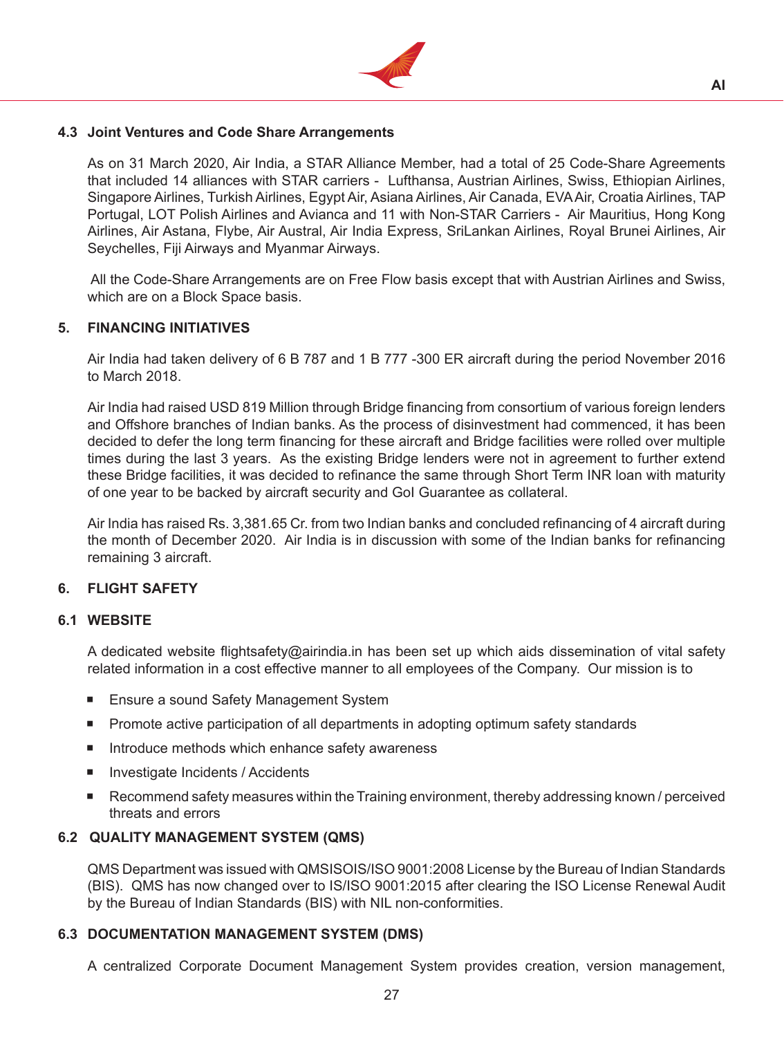### 4.3 Joint Ventures and Code Share Arrangements

As on 31 March 2020, Air India, a STAR Alliance Member, had a total of 25 Code-Share Agreements that included 14 alliances with STAR carriers - Lufthansa, Austrian Airlines, Swiss, Ethiopian Airlines, Singapore Airlines, Turkish Airlines, Egypt Air, Asiana Airlines, Air Canada, EVA Air, Croatia Airlines, TAP Portugal, LOT Polish Airlines and Avianca and 11 with Non-STAR Carriers - Air Mauritius, Hong Kong Airlines, Air Astana, Flybe, Air Austral, Air India Express, SriLankan Airlines, Royal Brunei Airlines, Air Seychelles, Fiji Airways and Myanmar Airways.

All the Code-Share Arrangements are on Free Flow basis except that with Austrian Airlines and Swiss, which are on a Block Space basis.

## 5. FINANCING INITIATIVES

Air India had taken delivery of 6 B 787 and 1 B 777 -300 ER aircraft during the period November 2016 to March 2018.

Air India had raised USD 819 Million through Bridge financing from consortium of various foreign lenders and Offshore branches of Indian banks. As the process of disinvestment had commenced, it has been decided to defer the long term financing for these aircraft and Bridge facilities were rolled over multiple times during the last 3 years. As the existing Bridge lenders were not in agreement to further extend these Bridge facilities, it was decided to refinance the same through Short Term INR loan with maturity of one year to be backed by aircraft security and GoI Guarantee as collateral.

Air India has raised Rs. 3,381.65 Cr. from two Indian banks and concluded refinancing of 4 aircraft during the month of December 2020. Air India is in discussion with some of the Indian banks for refinancing remaining 3 aircraft.

## 6. FLIGHT SAFETY

### 6.1 WEBSITE

A dedicated website flightsafety@airindia.in has been set up which aids dissemination of vital safety related information in a cost effective manner to all employees of the Company. Our mission is to

- Ensure a sound Safety Management System
- Promote active participation of all departments in adopting optimum safety standards
- Introduce methods which enhance safety awareness
- Investigate Incidents / Accidents
- Recommend safety measures within the Training environment, thereby addressing known / perceived threats and errors

### 6.2 QUALITY MANAGEMENT SYSTEM (QMS)

QMS Department was issued with QMSISOIS/ISO 9001:2008 License by the Bureau of Indian Standards (BIS). QMS has now changed over to IS/ISO 9001:2015 after clearing the ISO License Renewal Audit by the Bureau of Indian Standards (BIS) with NIL non-conformities.

### 6.3 DOCUMENTATION MANAGEMENT SYSTEM (DMS)

A centralized Corporate Document Management System provides creation, version management,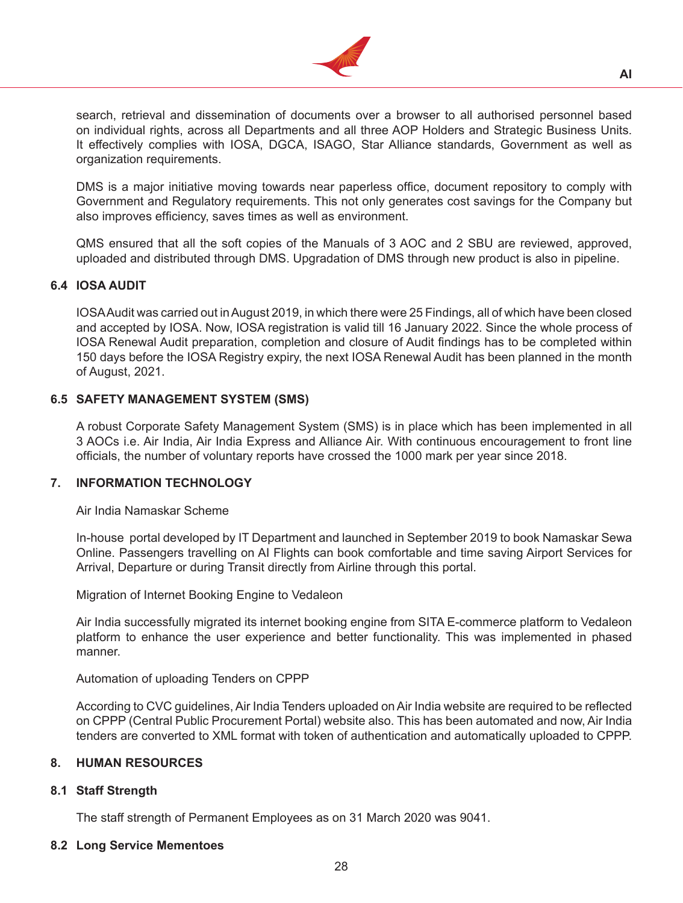search, retrieval and dissemination of documents over a browser to all authorised personnel based on individual rights, across all Departments and all three AOP Holders and Strategic Business Units. It effectively complies with IOSA, DGCA, ISAGO, Star Alliance standards, Government as well as organization requirements.

DMS is a major initiative moving towards near paperless office, document repository to comply with Government and Regulatory requirements. This not only generates cost savings for the Company but also improves efficiency, saves times as well as environment.

QMS ensured that all the soft copies of the Manuals of 3 AOC and 2 SBU are reviewed, approved, uploaded and distributed through DMS. Upgradation of DMS through new product is also in pipeline.

### 6.4 IOSA AUDIT

IOSA Audit was carried out in August 2019, in which there were 25 Findings, all of which have been closed and accepted by IOSA. Now, IOSA registration is valid till 16 January 2022. Since the whole process of IOSA Renewal Audit preparation, completion and closure of Audit findings has to be completed within 150 days before the IOSA Registry expiry, the next IOSA Renewal Audit has been planned in the month of August, 2021.

### 6.5 SAFETY MANAGEMENT SYSTEM (SMS)

A robust Corporate Safety Management System (SMS) is in place which has been implemented in all 3 AOCs i.e. Air India, Air India Express and Alliance Air. With continuous encouragement to front line officials, the number of voluntary reports have crossed the 1000 mark per year since 2018.

## 7. INFORMATION TECHNOLOGY

Air India Namaskar Scheme

In-house portal developed by IT Department and launched in September 2019 to book Namaskar Sewa Online. Passengers travelling on AI Flights can book comfortable and time saving Airport Services for Arrival, Departure or during Transit directly from Airline through this portal.

Migration of Internet Booking Engine to Vedaleon

Air India successfully migrated its internet booking engine from SITA E-commerce platform to Vedaleon platform to enhance the user experience and better functionality. This was implemented in phased manner.

Automation of uploading Tenders on CPPP

According to CVC guidelines, Air India Tenders uploaded on Air India website are required to be reflected on CPPP (Central Public Procurement Portal) website also. This has been automated and now, Air India tenders are converted to XML format with token of authentication and automatically uploaded to CPPP.

## 8. HUMAN RESOURCES

### 8.1 Staff Strength

The staff strength of Permanent Employees as on 31 March 2020 was 9041.

### 8.2 Long Service Mementoes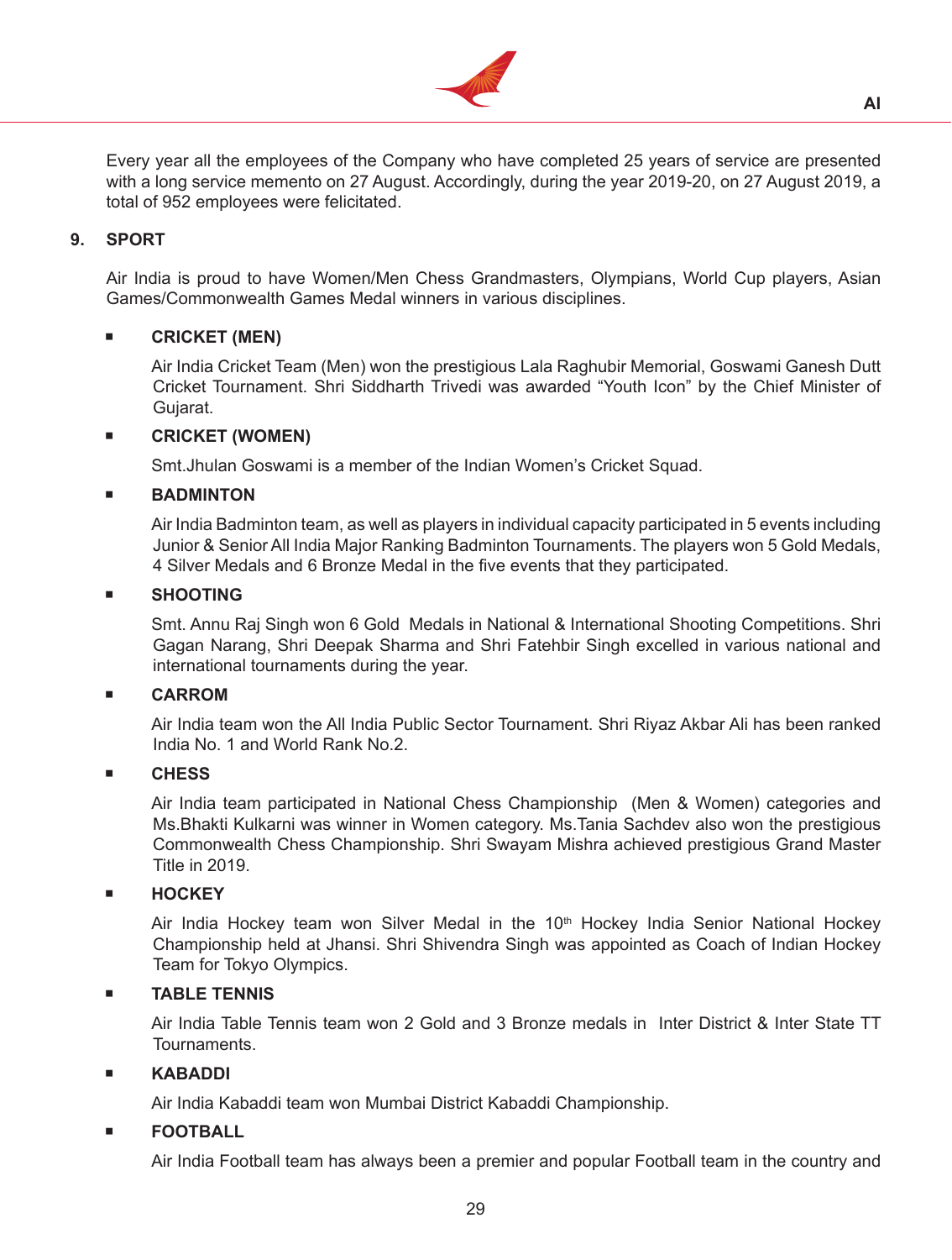Every year all the employees of the Company who have completed 25 years of service are presented with a long service memento on 27 August. Accordingly, during the year 2019-20, on 27 August 2019, a total of 952 employees were felicitated.

## 9. SPORT

Air India is proud to have Women/Men Chess Grandmasters, Olympians, World Cup players, Asian Games/Commonwealth Games Medal winners in various disciplines.

- **CRICKET (MEN)**

  Air India Cricket Team (Men) won the prestigious Lala Raghubir Memorial, Goswami Ganesh Dutt Cricket Tournament. Shri Siddharth Trivedi was awarded "Youth Icon" by the Chief Minister of Gujarat.

- **CRICKET (WOMEN)**

  Smt.Jhulan Goswami is a member of the Indian Women's Cricket Squad.

- **BADMINTON**

  Air India Badminton team, as well as players in individual capacity participated in 5 events including Junior & Senior All India Major Ranking Badminton Tournaments. The players won 5 Gold Medals, 4 Silver Medals and 6 Bronze Medal in the five events that they participated.

- **SHOOTING**

  Smt. Annu Raj Singh won 6 Gold Medals in National & International Shooting Competitions. Shri Gagan Narang, Shri Deepak Sharma and Shri Fatehbir Singh excelled in various national and international tournaments during the year.

- **CARROM**

  Air India team won the All India Public Sector Tournament. Shri Riyaz Akbar Ali has been ranked India No. 1 and World Rank No.2.

- **CHESS**

  Air India team participated in National Chess Championship (Men & Women) categories and Ms.Bhakti Kulkarni was winner in Women category. Ms.Tania Sachdev also won the prestigious Commonwealth Chess Championship. Shri Swayam Mishra achieved prestigious Grand Master Title in 2019.

- **HOCKEY**

  Air India Hockey team won Silver Medal in the 10th Hockey India Senior National Hockey Championship held at Jhansi. Shri Shivendra Singh was appointed as Coach of Indian Hockey Team for Tokyo Olympics.

- **TABLE TENNIS**

  Air India Table Tennis team won 2 Gold and 3 Bronze medals in Inter District & Inter State TT Tournaments.

- **KABADDI**

  Air India Kabaddi team won Mumbai District Kabaddi Championship.

- **FOOTBALL**

  Air India Football team has always been a premier and popular Football team in the country and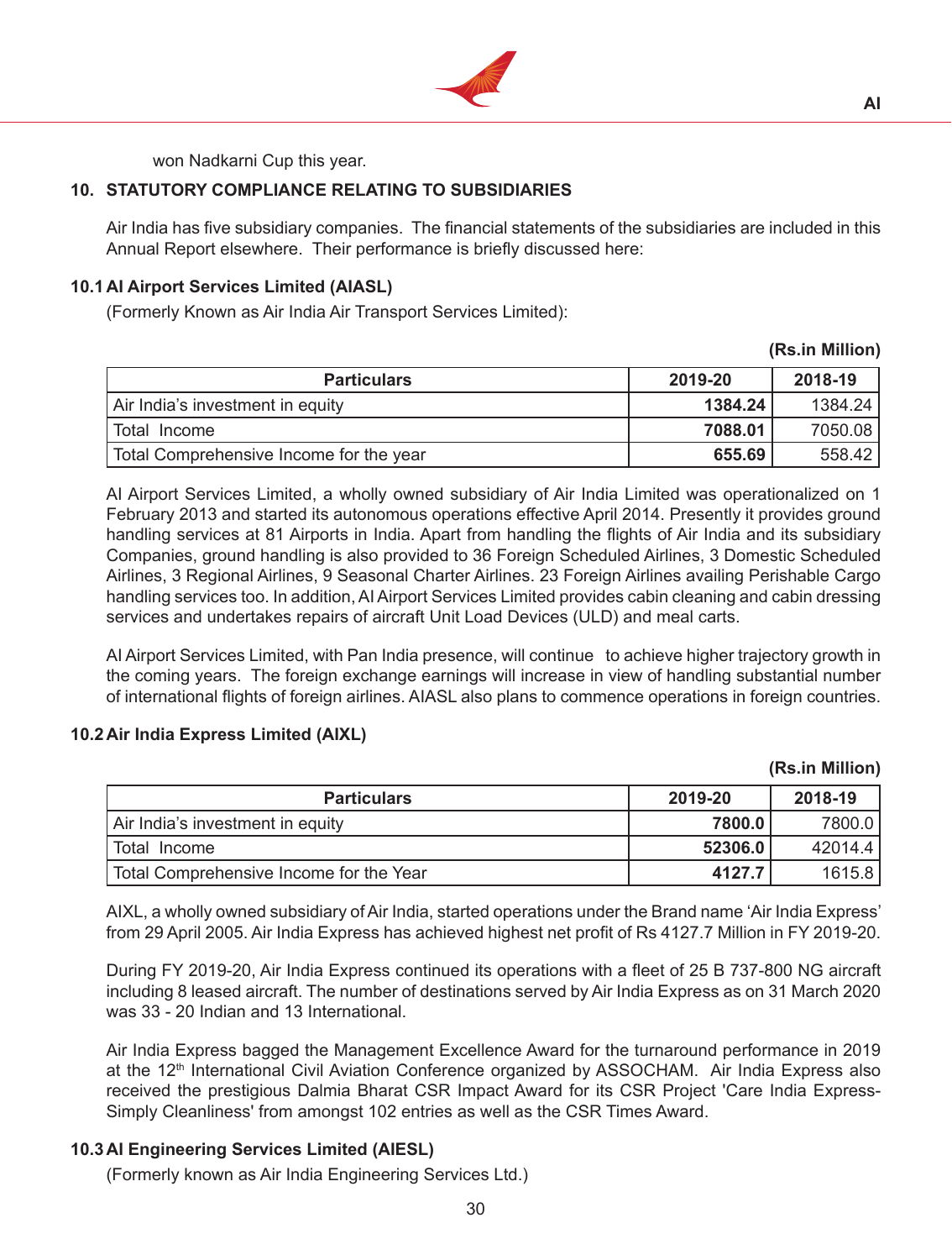won Nadkarni Cup this year.

## 10. STATUTORY COMPLIANCE RELATING TO SUBSIDIARIES

Air India has five subsidiary companies. The financial statements of the subsidiaries are included in this Annual Report elsewhere. Their performance is briefly discussed here:

### 10.1 AI Airport Services Limited (AIASL)

(Formerly Known as Air India Air Transport Services Limited):

**(Rs.in Million)**

| Particulars | 2019-20 | 2018-19 |
|---|---|---|
| Air India's investment in equity | **1384.24** | 1384.24 |
| Total Income | **7088.01** | 7050.08 |
| Total Comprehensive Income for the year | **655.69** | 558.42 |

AI Airport Services Limited, a wholly owned subsidiary of Air India Limited was operationalized on 1 February 2013 and started its autonomous operations effective April 2014. Presently it provides ground handling services at 81 Airports in India. Apart from handling the flights of Air India and its subsidiary Companies, ground handling is also provided to 36 Foreign Scheduled Airlines, 3 Domestic Scheduled Airlines, 3 Regional Airlines, 9 Seasonal Charter Airlines. 23 Foreign Airlines availing Perishable Cargo handling services too. In addition, AI Airport Services Limited provides cabin cleaning and cabin dressing services and undertakes repairs of aircraft Unit Load Devices (ULD) and meal carts.

AI Airport Services Limited, with Pan India presence, will continue to achieve higher trajectory growth in the coming years. The foreign exchange earnings will increase in view of handling substantial number of international flights of foreign airlines. AIASL also plans to commence operations in foreign countries.

### 10.2 Air India Express Limited (AIXL)

**(Rs.in Million)**

| Particulars | 2019-20 | 2018-19 |
|---|---|---|
| Air India's investment in equity | **7800.0** | 7800.0 |
| Total Income | **52306.0** | 42014.4 |
| Total Comprehensive Income for the Year | **4127.7** | 1615.8 |

AIXL, a wholly owned subsidiary of Air India, started operations under the Brand name 'Air India Express' from 29 April 2005. Air India Express has achieved highest net profit of Rs 4127.7 Million in FY 2019-20.

During FY 2019-20, Air India Express continued its operations with a fleet of 25 B 737-800 NG aircraft including 8 leased aircraft. The number of destinations served by Air India Express as on 31 March 2020 was 33 - 20 Indian and 13 International.

Air India Express bagged the Management Excellence Award for the turnaround performance in 2019 at the 12th International Civil Aviation Conference organized by ASSOCHAM. Air India Express also received the prestigious Dalmia Bharat CSR Impact Award for its CSR Project 'Care India Express-Simply Cleanliness' from amongst 102 entries as well as the CSR Times Award.

### 10.3 AI Engineering Services Limited (AIESL)

(Formerly known as Air India Engineering Services Ltd.)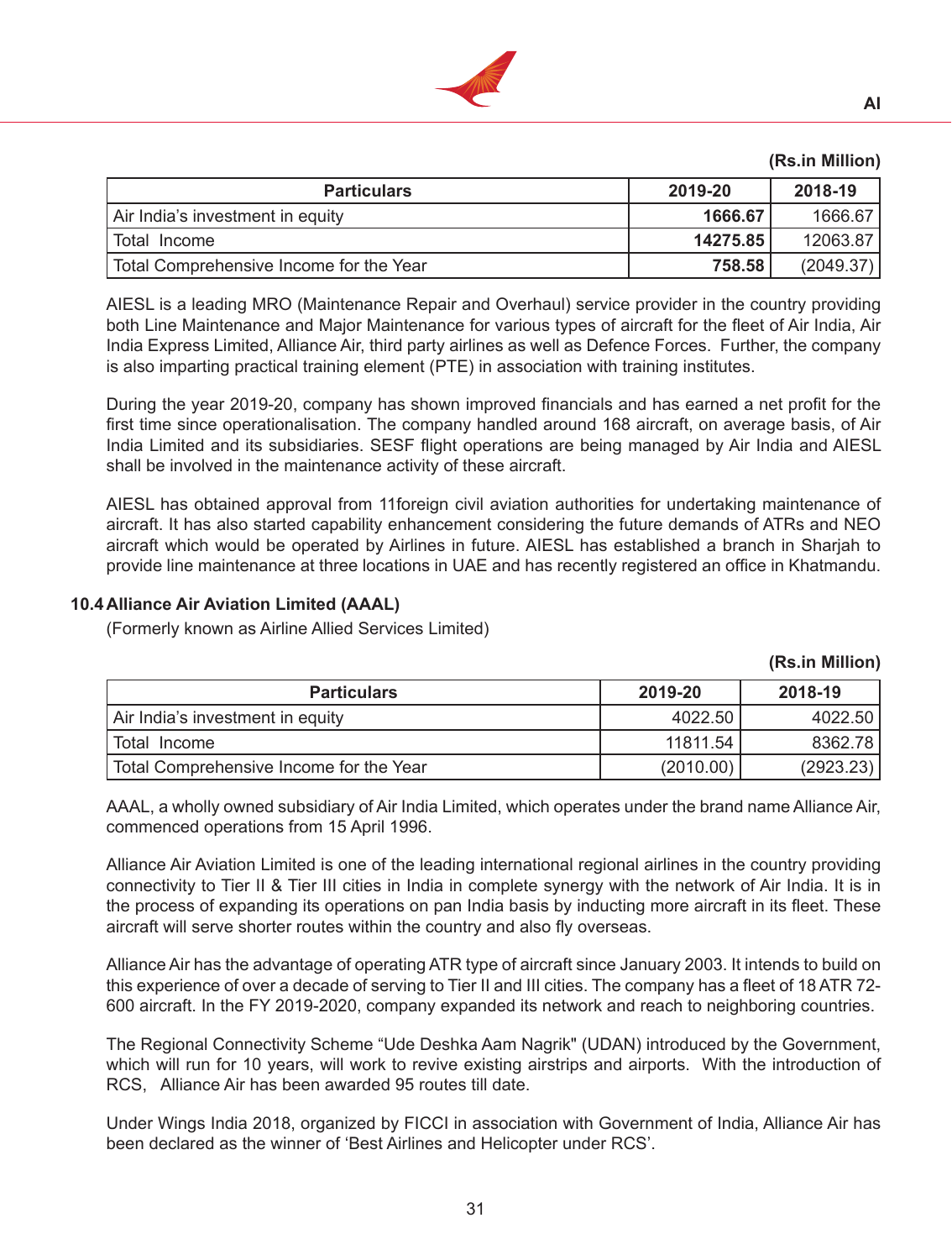(Rs.in Million)

| Particulars | 2019-20 | 2018-19 |
|---|---|---|
| Air India's investment in equity | **1666.67** | 1666.67 |
| Total Income | **14275.85** | 12063.87 |
| Total Comprehensive Income for the Year | **758.58** | (2049.37) |

AIESL is a leading MRO (Maintenance Repair and Overhaul) service provider in the country providing both Line Maintenance and Major Maintenance for various types of aircraft for the fleet of Air India, Air India Express Limited, Alliance Air, third party airlines as well as Defence Forces. Further, the company is also imparting practical training element (PTE) in association with training institutes.

During the year 2019-20, company has shown improved financials and has earned a net profit for the first time since operationalisation. The company handled around 168 aircraft, on average basis, of Air India Limited and its subsidiaries. SESF flight operations are being managed by Air India and AIESL shall be involved in the maintenance activity of these aircraft.

AIESL has obtained approval from 11foreign civil aviation authorities for undertaking maintenance of aircraft. It has also started capability enhancement considering the future demands of ATRs and NEO aircraft which would be operated by Airlines in future. AIESL has established a branch in Sharjah to provide line maintenance at three locations in UAE and has recently registered an office in Khatmandu.

### 10.4 Alliance Air Aviation Limited (AAAL)

(Formerly known as Airline Allied Services Limited)

(Rs.in Million)

| Particulars | 2019-20 | 2018-19 |
|---|---|---|
| Air India's investment in equity | 4022.50 | 4022.50 |
| Total Income | 11811.54 | 8362.78 |
| Total Comprehensive Income for the Year | (2010.00) | (2923.23) |

AAAL, a wholly owned subsidiary of Air India Limited, which operates under the brand name Alliance Air, commenced operations from 15 April 1996.

Alliance Air Aviation Limited is one of the leading international regional airlines in the country providing connectivity to Tier II & Tier III cities in India in complete synergy with the network of Air India. It is in the process of expanding its operations on pan India basis by inducting more aircraft in its fleet. These aircraft will serve shorter routes within the country and also fly overseas.

Alliance Air has the advantage of operating ATR type of aircraft since January 2003. It intends to build on this experience of over a decade of serving to Tier II and III cities. The company has a fleet of 18 ATR 72-600 aircraft. In the FY 2019-2020, company expanded its network and reach to neighboring countries.

The Regional Connectivity Scheme "Ude Deshka Aam Nagrik" (UDAN) introduced by the Government, which will run for 10 years, will work to revive existing airstrips and airports. With the introduction of RCS, Alliance Air has been awarded 95 routes till date.

Under Wings India 2018, organized by FICCI in association with Government of India, Alliance Air has been declared as the winner of 'Best Airlines and Helicopter under RCS'.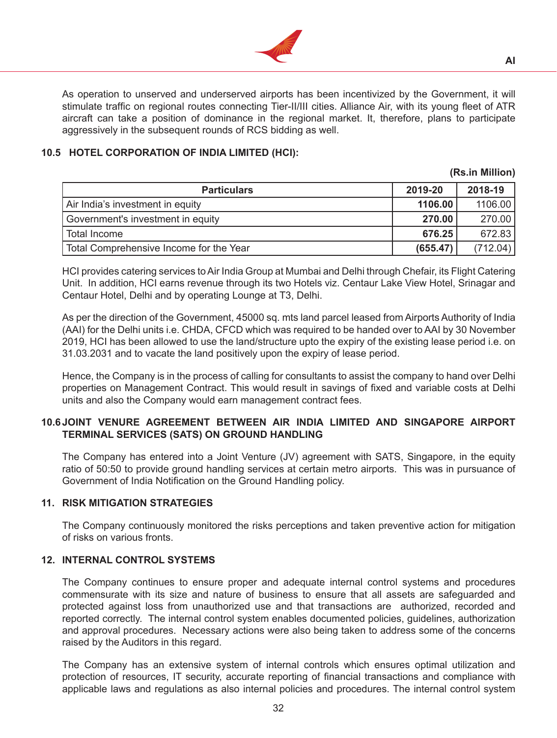As operation to unserved and underserved airports has been incentivized by the Government, it will stimulate traffic on regional routes connecting Tier-II/III cities. Alliance Air, with its young fleet of ATR aircraft can take a position of dominance in the regional market. It, therefore, plans to participate aggressively in the subsequent rounds of RCS bidding as well.

### 10.5 HOTEL CORPORATION OF INDIA LIMITED (HCI):

**(Rs.in Million)**

| Particulars | 2019-20 | 2018-19 |
|---|---|---|
| Air India's investment in equity | **1106.00** | 1106.00 |
| Government's investment in equity | **270.00** | 270.00 |
| Total Income | **676.25** | 672.83 |
| Total Comprehensive Income for the Year | **(655.47)** | (712.04) |

HCI provides catering services to Air India Group at Mumbai and Delhi through Chefair, its Flight Catering Unit. In addition, HCI earns revenue through its two Hotels viz. Centaur Lake View Hotel, Srinagar and Centaur Hotel, Delhi and by operating Lounge at T3, Delhi.

As per the direction of the Government, 45000 sq. mts land parcel leased from Airports Authority of India (AAI) for the Delhi units i.e. CHDA, CFCD which was required to be handed over to AAI by 30 November 2019, HCI has been allowed to use the land/structure upto the expiry of the existing lease period i.e. on 31.03.2031 and to vacate the land positively upon the expiry of lease period.

Hence, the Company is in the process of calling for consultants to assist the company to hand over Delhi properties on Management Contract. This would result in savings of fixed and variable costs at Delhi units and also the Company would earn management contract fees.

### 10.6 JOINT VENURE AGREEMENT BETWEEN AIR INDIA LIMITED AND SINGAPORE AIRPORT TERMINAL SERVICES (SATS) ON GROUND HANDLING

The Company has entered into a Joint Venture (JV) agreement with SATS, Singapore, in the equity ratio of 50:50 to provide ground handling services at certain metro airports. This was in pursuance of Government of India Notification on the Ground Handling policy.

## 11. RISK MITIGATION STRATEGIES

The Company continuously monitored the risks perceptions and taken preventive action for mitigation of risks on various fronts.

## 12. INTERNAL CONTROL SYSTEMS

The Company continues to ensure proper and adequate internal control systems and procedures commensurate with its size and nature of business to ensure that all assets are safeguarded and protected against loss from unauthorized use and that transactions are authorized, recorded and reported correctly. The internal control system enables documented policies, guidelines, authorization and approval procedures. Necessary actions were also being taken to address some of the concerns raised by the Auditors in this regard.

The Company has an extensive system of internal controls which ensures optimal utilization and protection of resources, IT security, accurate reporting of financial transactions and compliance with applicable laws and regulations as also internal policies and procedures. The internal control system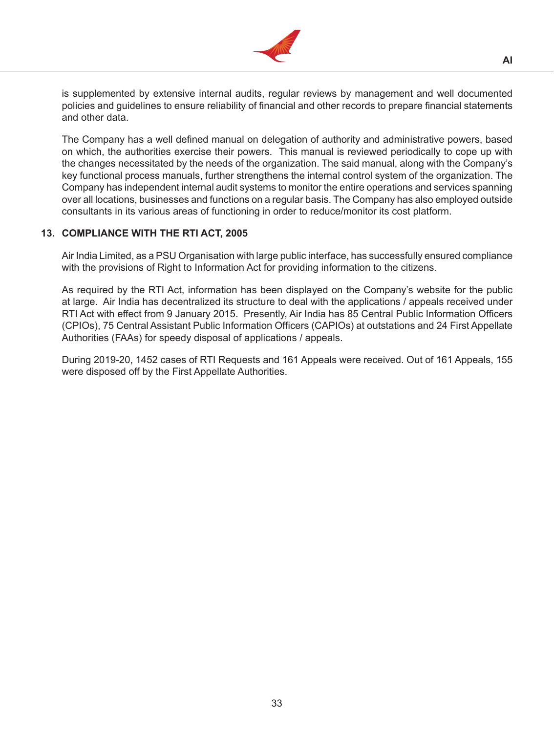is supplemented by extensive internal audits, regular reviews by management and well documented policies and guidelines to ensure reliability of financial and other records to prepare financial statements and other data.

The Company has a well defined manual on delegation of authority and administrative powers, based on which, the authorities exercise their powers. This manual is reviewed periodically to cope up with the changes necessitated by the needs of the organization. The said manual, along with the Company's key functional process manuals, further strengthens the internal control system of the organization. The Company has independent internal audit systems to monitor the entire operations and services spanning over all locations, businesses and functions on a regular basis. The Company has also employed outside consultants in its various areas of functioning in order to reduce/monitor its cost platform.

## 13. COMPLIANCE WITH THE RTI ACT, 2005

Air India Limited, as a PSU Organisation with large public interface, has successfully ensured compliance with the provisions of Right to Information Act for providing information to the citizens.

As required by the RTI Act, information has been displayed on the Company's website for the public at large. Air India has decentralized its structure to deal with the applications / appeals received under RTI Act with effect from 9 January 2015. Presently, Air India has 85 Central Public Information Officers (CPIOs), 75 Central Assistant Public Information Officers (CAPIOs) at outstations and 24 First Appellate Authorities (FAAs) for speedy disposal of applications / appeals.

During 2019-20, 1452 cases of RTI Requests and 161 Appeals were received. Out of 161 Appeals, 155 were disposed off by the First Appellate Authorities.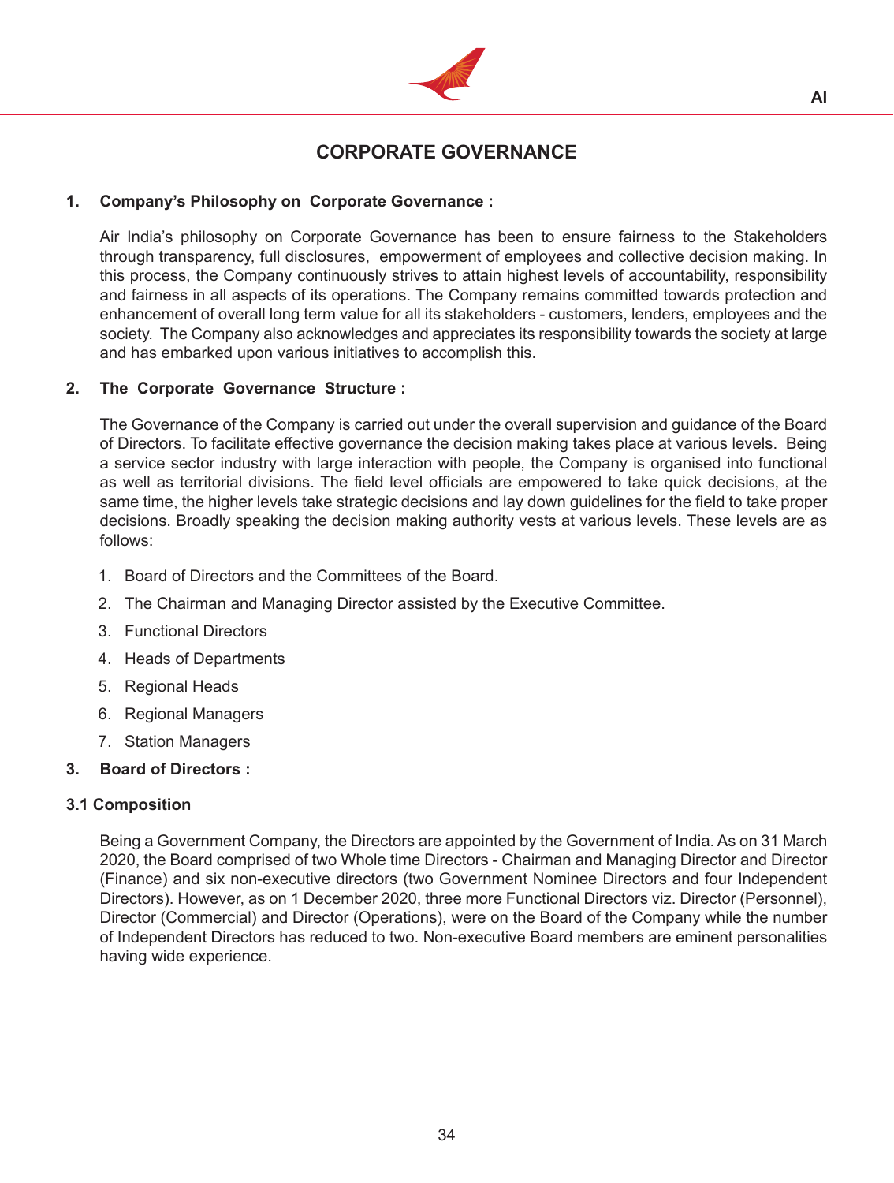# CORPORATE GOVERNANCE

## 1. Company's Philosophy on Corporate Governance :

Air India's philosophy on Corporate Governance has been to ensure fairness to the Stakeholders through transparency, full disclosures, empowerment of employees and collective decision making. In this process, the Company continuously strives to attain highest levels of accountability, responsibility and fairness in all aspects of its operations. The Company remains committed towards protection and enhancement of overall long term value for all its stakeholders - customers, lenders, employees and the society. The Company also acknowledges and appreciates its responsibility towards the society at large and has embarked upon various initiatives to accomplish this.

## 2. The Corporate Governance Structure :

The Governance of the Company is carried out under the overall supervision and guidance of the Board of Directors. To facilitate effective governance the decision making takes place at various levels. Being a service sector industry with large interaction with people, the Company is organised into functional as well as territorial divisions. The field level officials are empowered to take quick decisions, at the same time, the higher levels take strategic decisions and lay down guidelines for the field to take proper decisions. Broadly speaking the decision making authority vests at various levels. These levels are as follows:

1. Board of Directors and the Committees of the Board.
2. The Chairman and Managing Director assisted by the Executive Committee.
3. Functional Directors
4. Heads of Departments
5. Regional Heads
6. Regional Managers
7. Station Managers

## 3. Board of Directors :

### 3.1 Composition

Being a Government Company, the Directors are appointed by the Government of India. As on 31 March 2020, the Board comprised of two Whole time Directors - Chairman and Managing Director and Director (Finance) and six non-executive directors (two Government Nominee Directors and four Independent Directors). However, as on 1 December 2020, three more Functional Directors viz. Director (Personnel), Director (Commercial) and Director (Operations), were on the Board of the Company while the number of Independent Directors has reduced to two. Non-executive Board members are eminent personalities having wide experience.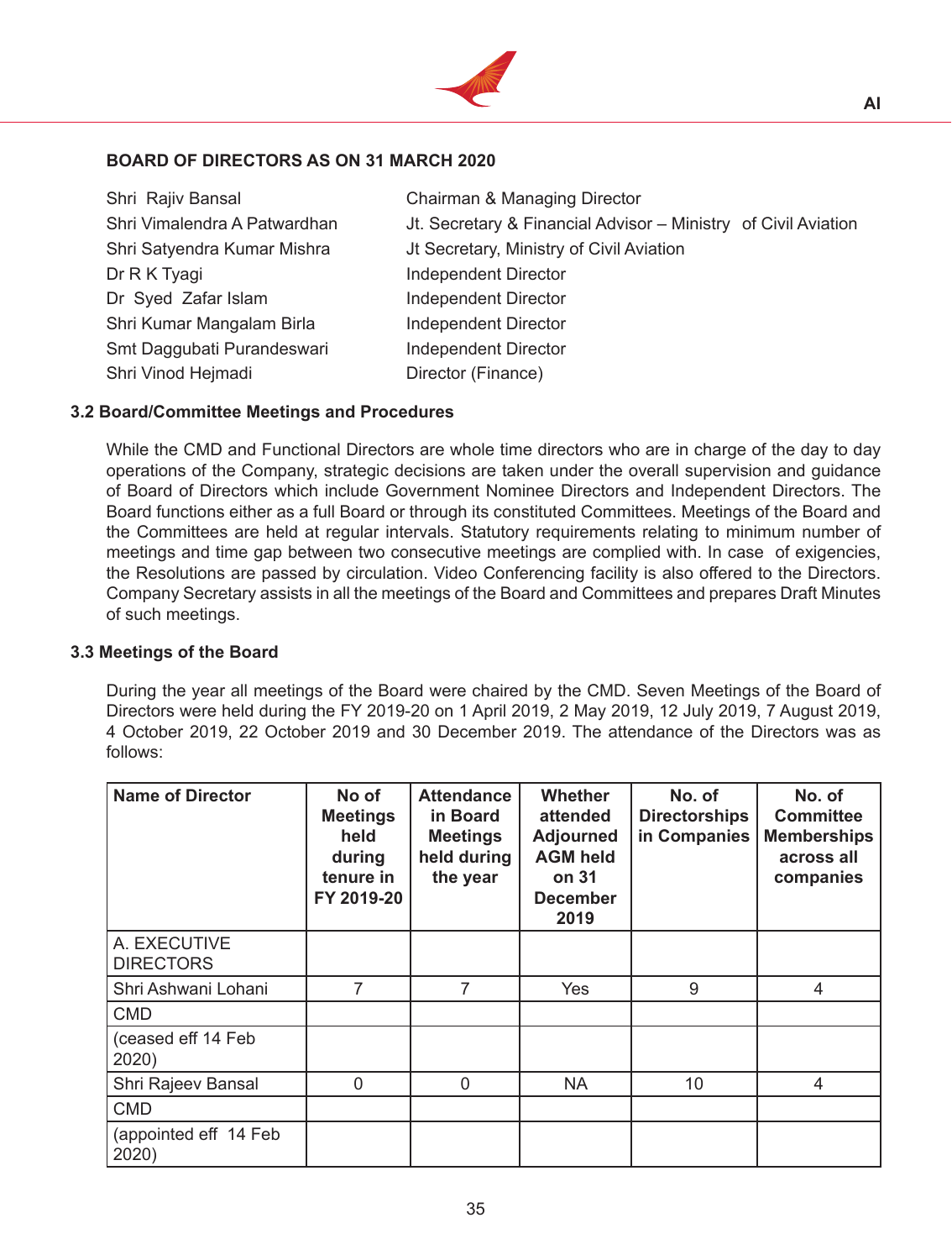## BOARD OF DIRECTORS AS ON 31 MARCH 2020

| | |
|---|---|
| Shri Rajiv Bansal | Chairman & Managing Director |
| Shri Vimalendra A Patwardhan | Jt. Secretary & Financial Advisor – Ministry of Civil Aviation |
| Shri Satyendra Kumar Mishra | Jt Secretary, Ministry of Civil Aviation |
| Dr R K Tyagi | Independent Director |
| Dr Syed Zafar Islam | Independent Director |
| Shri Kumar Mangalam Birla | Independent Director |
| Smt Daggubati Purandeswari | Independent Director |
| Shri Vinod Hejmadi | Director (Finance) |

### 3.2 Board/Committee Meetings and Procedures

While the CMD and Functional Directors are whole time directors who are in charge of the day to day operations of the Company, strategic decisions are taken under the overall supervision and guidance of Board of Directors which include Government Nominee Directors and Independent Directors. The Board functions either as a full Board or through its constituted Committees. Meetings of the Board and the Committees are held at regular intervals. Statutory requirements relating to minimum number of meetings and time gap between two consecutive meetings are complied with. In case of exigencies, the Resolutions are passed by circulation. Video Conferencing facility is also offered to the Directors. Company Secretary assists in all the meetings of the Board and Committees and prepares Draft Minutes of such meetings.

### 3.3 Meetings of the Board

During the year all meetings of the Board were chaired by the CMD. Seven Meetings of the Board of Directors were held during the FY 2019-20 on 1 April 2019, 2 May 2019, 12 July 2019, 7 August 2019, 4 October 2019, 22 October 2019 and 30 December 2019. The attendance of the Directors was as follows:

| Name of Director | No of Meetings held during tenure in FY 2019-20 | Attendance in Board Meetings held during the year | Whether attended Adjourned AGM held on 31 December 2019 | No. of Directorships in Companies | No. of Committee Memberships across all companies |
|---|---|---|---|---|---|
| A. EXECUTIVE DIRECTORS | | | | | |
| Shri Ashwani Lohani | 7 | 7 | Yes | 9 | 4 |
| CMD | | | | | |
| (ceased eff 14 Feb 2020) | | | | | |
| Shri Rajeev Bansal | 0 | 0 | NA | 10 | 4 |
| CMD | | | | | |
| (appointed eff 14 Feb 2020) | | | | | |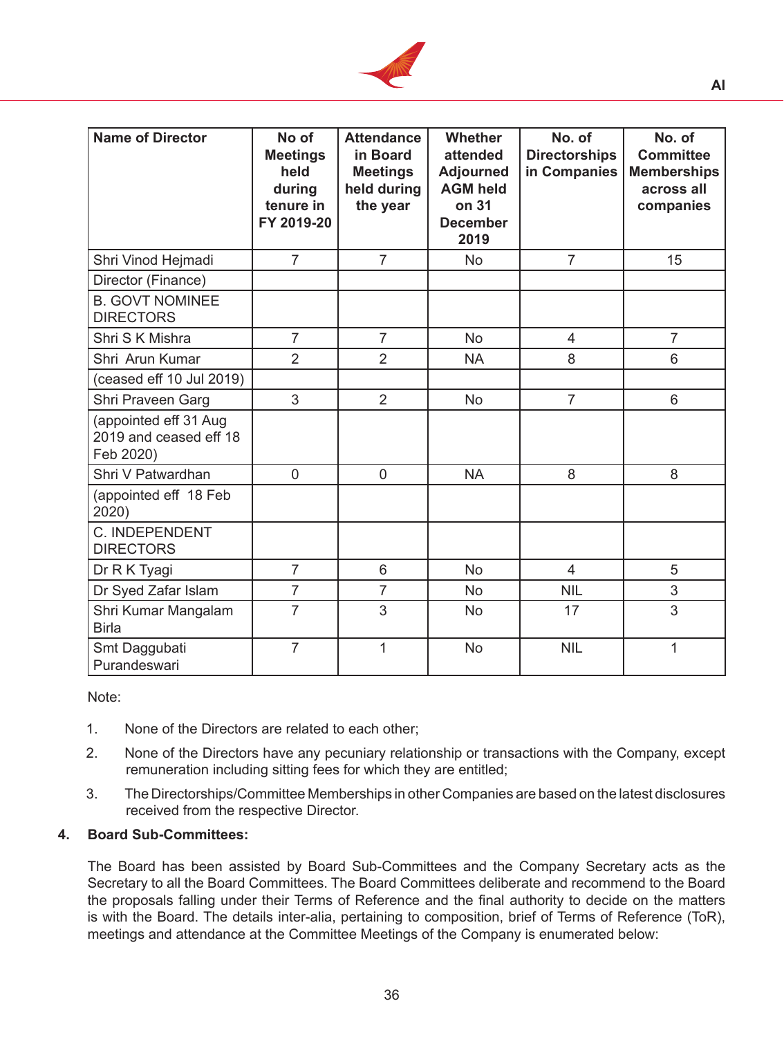| Name of Director | No of Meetings held during tenure in FY 2019-20 | Attendance in Board Meetings held during the year | Whether attended Adjourned AGM held on 31 December 2019 | No. of Directorships in Companies | No. of Committee Memberships across all companies |
|---|---|---|---|---|---|
| Shri Vinod Hejmadi | 7 | 7 | No | 7 | 15 |
| Director (Finance) | | | | | |
| B. GOVT NOMINEE DIRECTORS | | | | | |
| Shri S K Mishra | 7 | 7 | No | 4 | 7 |
| Shri Arun Kumar | 2 | 2 | NA | 8 | 6 |
| (ceased eff 10 Jul 2019) | | | | | |
| Shri Praveen Garg | 3 | 2 | No | 7 | 6 |
| (appointed eff 31 Aug 2019 and ceased eff 18 Feb 2020) | | | | | |
| Shri V Patwardhan | 0 | 0 | NA | 8 | 8 |
| (appointed eff 18 Feb 2020) | | | | | |
| C. INDEPENDENT DIRECTORS | | | | | |
| Dr R K Tyagi | 7 | 6 | No | 4 | 5 |
| Dr Syed Zafar Islam | 7 | 7 | No | NIL | 3 |
| Shri Kumar Mangalam Birla | 7 | 3 | No | 17 | 3 |
| Smt Daggubati Purandeswari | 7 | 1 | No | NIL | 1 |

Note:

1. None of the Directors are related to each other;
2. None of the Directors have any pecuniary relationship or transactions with the Company, except remuneration including sitting fees for which they are entitled;
3. The Directorships/Committee Memberships in other Companies are based on the latest disclosures received from the respective Director.

**4. Board Sub-Committees:**

The Board has been assisted by Board Sub-Committees and the Company Secretary acts as the Secretary to all the Board Committees. The Board Committees deliberate and recommend to the Board the proposals falling under their Terms of Reference and the final authority to decide on the matters is with the Board. The details inter-alia, pertaining to composition, brief of Terms of Reference (ToR), meetings and attendance at the Committee Meetings of the Company is enumerated below: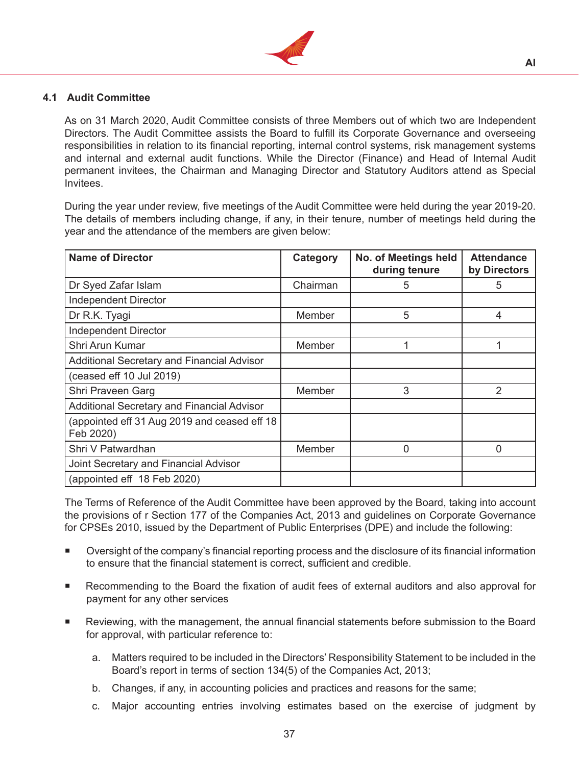### 4.1 Audit Committee

As on 31 March 2020, Audit Committee consists of three Members out of which two are Independent Directors. The Audit Committee assists the Board to fulfill its Corporate Governance and overseeing responsibilities in relation to its financial reporting, internal control systems, risk management systems and internal and external audit functions. While the Director (Finance) and Head of Internal Audit permanent invitees, the Chairman and Managing Director and Statutory Auditors attend as Special Invitees.

During the year under review, five meetings of the Audit Committee were held during the year 2019-20. The details of members including change, if any, in their tenure, number of meetings held during the year and the attendance of the members are given below:

| Name of Director | Category | No. of Meetings held during tenure | Attendance by Directors |
|---|---|---|---|
| Dr Syed Zafar Islam | Chairman | 5 | 5 |
| Independent Director | | | |
| Dr R.K. Tyagi | Member | 5 | 4 |
| Independent Director | | | |
| Shri Arun Kumar | Member | 1 | 1 |
| Additional Secretary and Financial Advisor | | | |
| (ceased eff 10 Jul 2019) | | | |
| Shri Praveen Garg | Member | 3 | 2 |
| Additional Secretary and Financial Advisor | | | |
| (appointed eff 31 Aug 2019 and ceased eff 18 Feb 2020) | | | |
| Shri V Patwardhan | Member | 0 | 0 |
| Joint Secretary and Financial Advisor | | | |
| (appointed eff 18 Feb 2020) | | | |

The Terms of Reference of the Audit Committee have been approved by the Board, taking into account the provisions of r Section 177 of the Companies Act, 2013 and guidelines on Corporate Governance for CPSEs 2010, issued by the Department of Public Enterprises (DPE) and include the following:

- Oversight of the company's financial reporting process and the disclosure of its financial information to ensure that the financial statement is correct, sufficient and credible.
- Recommending to the Board the fixation of audit fees of external auditors and also approval for payment for any other services
- Reviewing, with the management, the annual financial statements before submission to the Board for approval, with particular reference to:
  a. Matters required to be included in the Directors' Responsibility Statement to be included in the Board's report in terms of section 134(5) of the Companies Act, 2013;
  b. Changes, if any, in accounting policies and practices and reasons for the same;
  c. Major accounting entries involving estimates based on the exercise of judgment by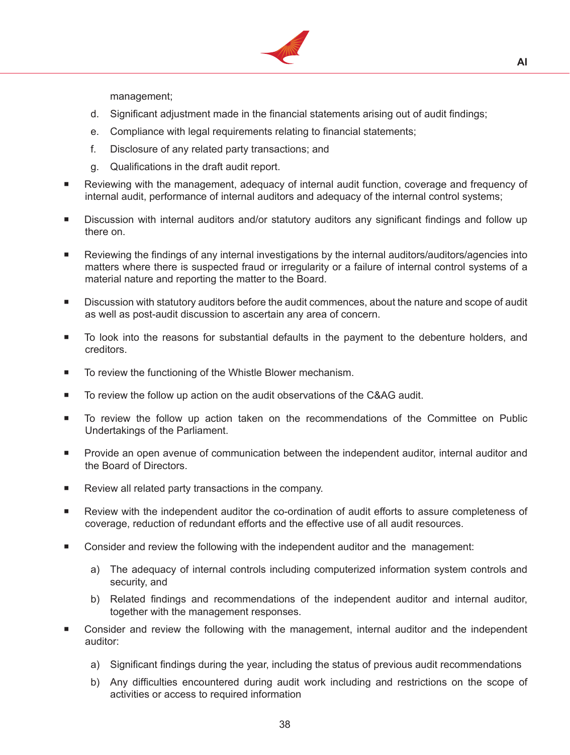management;

d. Significant adjustment made in the financial statements arising out of audit findings;

e. Compliance with legal requirements relating to financial statements;

f. Disclosure of any related party transactions; and

g. Qualifications in the draft audit report.

- Reviewing with the management, adequacy of internal audit function, coverage and frequency of internal audit, performance of internal auditors and adequacy of the internal control systems;

- Discussion with internal auditors and/or statutory auditors any significant findings and follow up there on.

- Reviewing the findings of any internal investigations by the internal auditors/auditors/agencies into matters where there is suspected fraud or irregularity or a failure of internal control systems of a material nature and reporting the matter to the Board.

- Discussion with statutory auditors before the audit commences, about the nature and scope of audit as well as post-audit discussion to ascertain any area of concern.

- To look into the reasons for substantial defaults in the payment to the debenture holders, and creditors.

- To review the functioning of the Whistle Blower mechanism.

- To review the follow up action on the audit observations of the C&AG audit.

- To review the follow up action taken on the recommendations of the Committee on Public Undertakings of the Parliament.

- Provide an open avenue of communication between the independent auditor, internal auditor and the Board of Directors.

- Review all related party transactions in the company.

- Review with the independent auditor the co-ordination of audit efforts to assure completeness of coverage, reduction of redundant efforts and the effective use of all audit resources.

- Consider and review the following with the independent auditor and the management:

  a) The adequacy of internal controls including computerized information system controls and security, and

  b) Related findings and recommendations of the independent auditor and internal auditor, together with the management responses.

- Consider and review the following with the management, internal auditor and the independent auditor:

  a) Significant findings during the year, including the status of previous audit recommendations

  b) Any difficulties encountered during audit work including and restrictions on the scope of activities or access to required information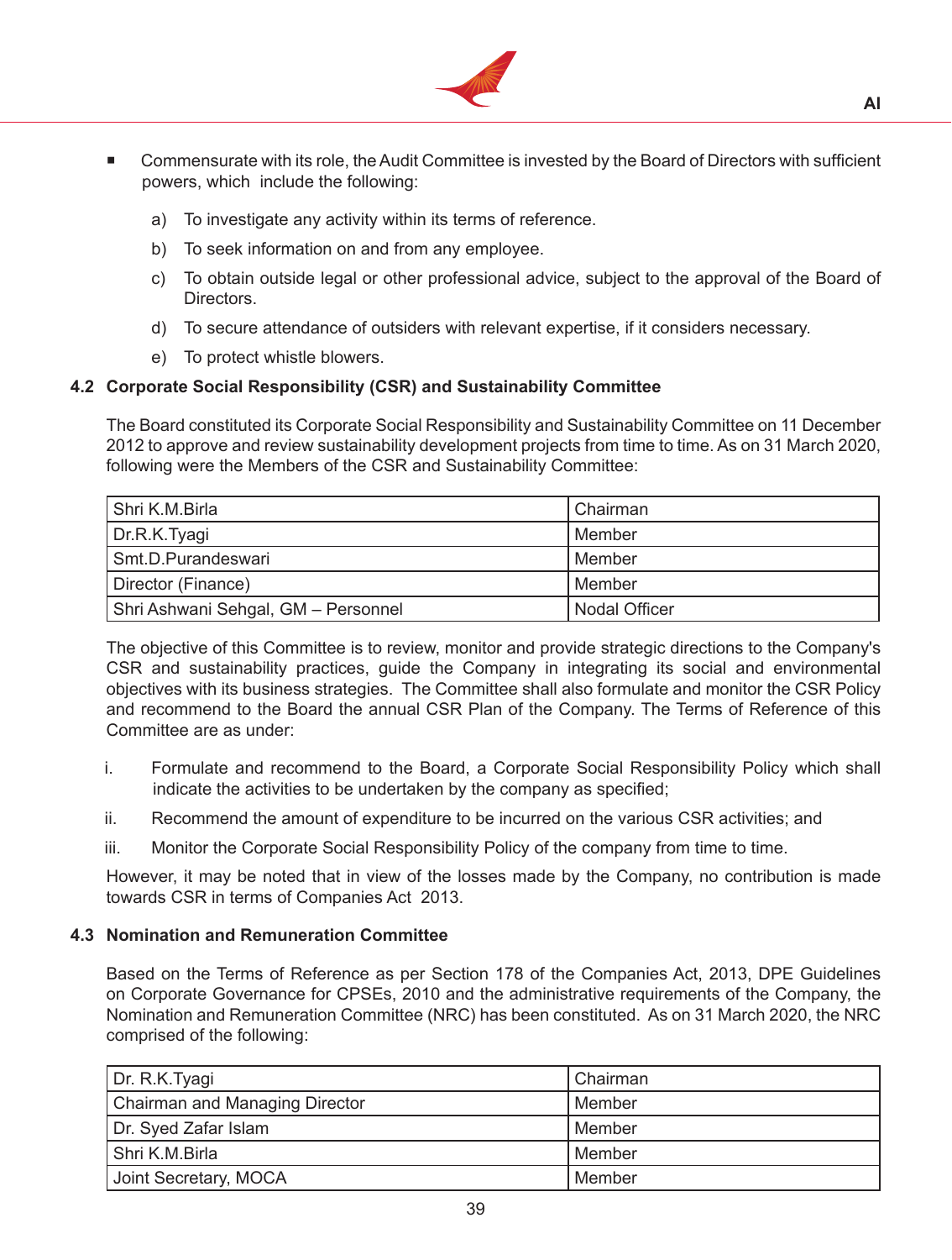- Commensurate with its role, the Audit Committee is invested by the Board of Directors with sufficient powers, which include the following:

  a) To investigate any activity within its terms of reference.

  b) To seek information on and from any employee.

  c) To obtain outside legal or other professional advice, subject to the approval of the Board of Directors.

  d) To secure attendance of outsiders with relevant expertise, if it considers necessary.

  e) To protect whistle blowers.

### 4.2 Corporate Social Responsibility (CSR) and Sustainability Committee

The Board constituted its Corporate Social Responsibility and Sustainability Committee on 11 December 2012 to approve and review sustainability development projects from time to time. As on 31 March 2020, following were the Members of the CSR and Sustainability Committee:

| | |
|---|---|
| Shri K.M.Birla | Chairman |
| Dr.R.K.Tyagi | Member |
| Smt.D.Purandeswari | Member |
| Director (Finance) | Member |
| Shri Ashwani Sehgal, GM – Personnel | Nodal Officer |

The objective of this Committee is to review, monitor and provide strategic directions to the Company's CSR and sustainability practices, guide the Company in integrating its social and environmental objectives with its business strategies. The Committee shall also formulate and monitor the CSR Policy and recommend to the Board the annual CSR Plan of the Company. The Terms of Reference of this Committee are as under:

i. Formulate and recommend to the Board, a Corporate Social Responsibility Policy which shall indicate the activities to be undertaken by the company as specified;

ii. Recommend the amount of expenditure to be incurred on the various CSR activities; and

iii. Monitor the Corporate Social Responsibility Policy of the company from time to time.

However, it may be noted that in view of the losses made by the Company, no contribution is made towards CSR in terms of Companies Act 2013.

### 4.3 Nomination and Remuneration Committee

Based on the Terms of Reference as per Section 178 of the Companies Act, 2013, DPE Guidelines on Corporate Governance for CPSEs, 2010 and the administrative requirements of the Company, the Nomination and Remuneration Committee (NRC) has been constituted. As on 31 March 2020, the NRC comprised of the following:

| | |
|---|---|
| Dr. R.K.Tyagi | Chairman |
| Chairman and Managing Director | Member |
| Dr. Syed Zafar Islam | Member |
| Shri K.M.Birla | Member |
| Joint Secretary, MOCA | Member |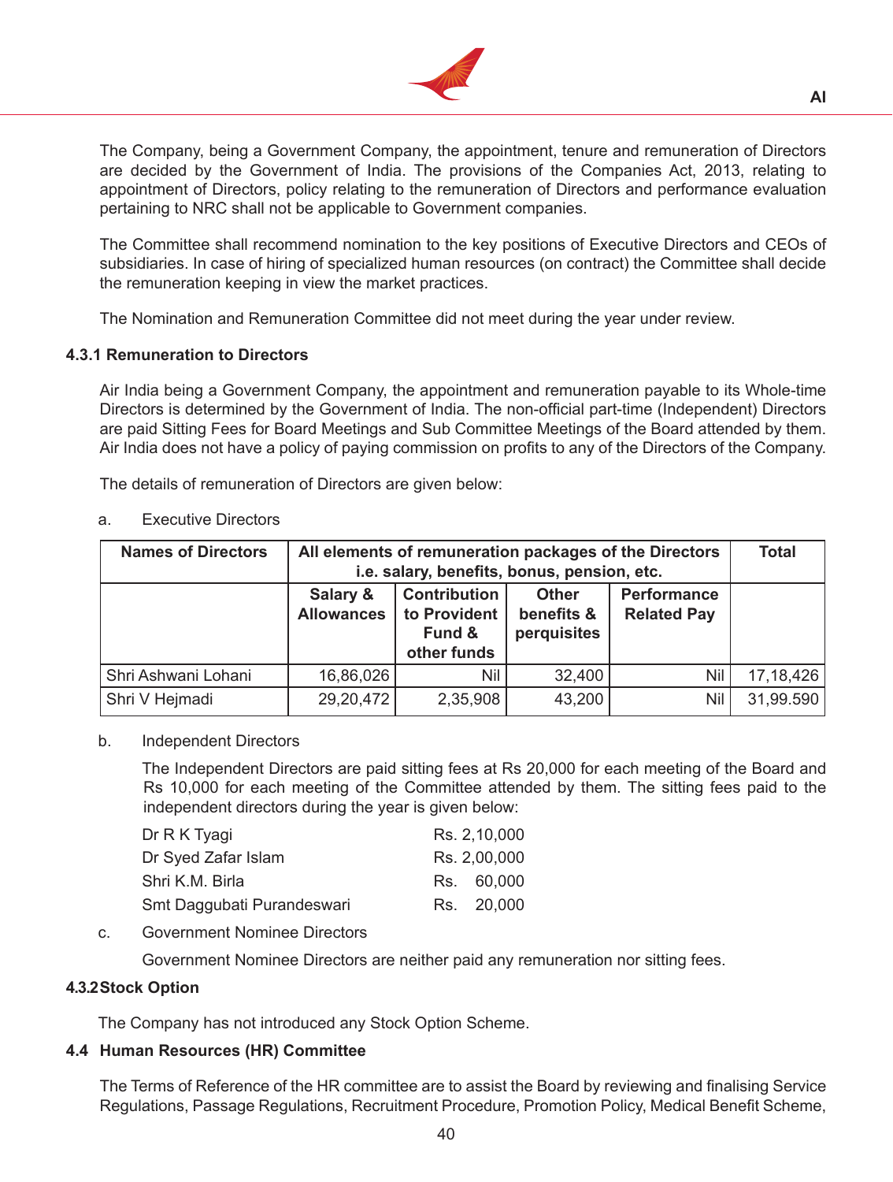The Company, being a Government Company, the appointment, tenure and remuneration of Directors are decided by the Government of India. The provisions of the Companies Act, 2013, relating to appointment of Directors, policy relating to the remuneration of Directors and performance evaluation pertaining to NRC shall not be applicable to Government companies.

The Committee shall recommend nomination to the key positions of Executive Directors and CEOs of subsidiaries. In case of hiring of specialized human resources (on contract) the Committee shall decide the remuneration keeping in view the market practices.

The Nomination and Remuneration Committee did not meet during the year under review.

### 4.3.1 Remuneration to Directors

Air India being a Government Company, the appointment and remuneration payable to its Whole-time Directors is determined by the Government of India. The non-official part-time (Independent) Directors are paid Sitting Fees for Board Meetings and Sub Committee Meetings of the Board attended by them. Air India does not have a policy of paying commission on profits to any of the Directors of the Company.

The details of remuneration of Directors are given below:

a. Executive Directors

| Names of Directors | All elements of remuneration packages of the Directors i.e. salary, benefits, bonus, pension, etc. | | | | Total |
|---|---|---|---|---|---|
| | Salary & Allowances | Contribution to Provident Fund & other funds | Other benefits & perquisites | Performance Related Pay | |
| Shri Ashwani Lohani | 16,86,026 | Nil | 32,400 | Nil | 17,18,426 |
| Shri V Hejmadi | 29,20,472 | 2,35,908 | 43,200 | Nil | 31,99.590 |

b. Independent Directors

The Independent Directors are paid sitting fees at Rs 20,000 for each meeting of the Board and Rs 10,000 for each meeting of the Committee attended by them. The sitting fees paid to the independent directors during the year is given below:

| | |
|---|---|
| Dr R K Tyagi | Rs. 2,10,000 |
| Dr Syed Zafar Islam | Rs. 2,00,000 |
| Shri K.M. Birla | Rs. 60,000 |
| Smt Daggubati Purandeswari | Rs. 20,000 |

c. Government Nominee Directors

Government Nominee Directors are neither paid any remuneration nor sitting fees.

### 4.3.2 Stock Option

The Company has not introduced any Stock Option Scheme.

### 4.4 Human Resources (HR) Committee

The Terms of Reference of the HR committee are to assist the Board by reviewing and finalising Service Regulations, Passage Regulations, Recruitment Procedure, Promotion Policy, Medical Benefit Scheme,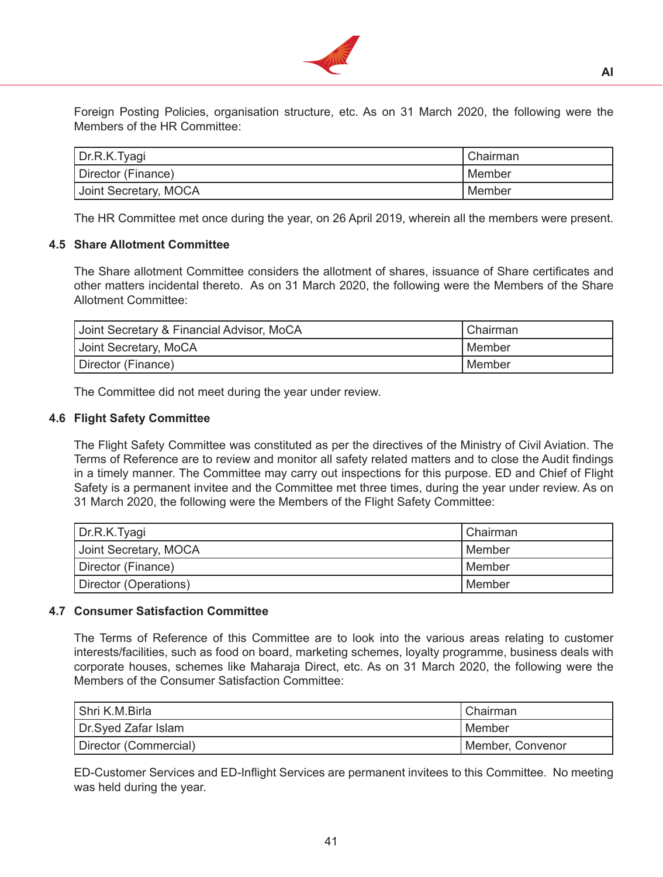Foreign Posting Policies, organisation structure, etc. As on 31 March 2020, the following were the Members of the HR Committee:

| | |
|---|---|
| Dr.R.K.Tyagi | Chairman |
| Director (Finance) | Member |
| Joint Secretary, MOCA | Member |

The HR Committee met once during the year, on 26 April 2019, wherein all the members were present.

### 4.5 Share Allotment Committee

The Share allotment Committee considers the allotment of shares, issuance of Share certificates and other matters incidental thereto. As on 31 March 2020, the following were the Members of the Share Allotment Committee:

| | |
|---|---|
| Joint Secretary & Financial Advisor, MoCA | Chairman |
| Joint Secretary, MoCA | Member |
| Director (Finance) | Member |

The Committee did not meet during the year under review.

### 4.6 Flight Safety Committee

The Flight Safety Committee was constituted as per the directives of the Ministry of Civil Aviation. The Terms of Reference are to review and monitor all safety related matters and to close the Audit findings in a timely manner. The Committee may carry out inspections for this purpose. ED and Chief of Flight Safety is a permanent invitee and the Committee met three times, during the year under review. As on 31 March 2020, the following were the Members of the Flight Safety Committee:

| | |
|---|---|
| Dr.R.K.Tyagi | Chairman |
| Joint Secretary, MOCA | Member |
| Director (Finance) | Member |
| Director (Operations) | Member |

### 4.7 Consumer Satisfaction Committee

The Terms of Reference of this Committee are to look into the various areas relating to customer interests/facilities, such as food on board, marketing schemes, loyalty programme, business deals with corporate houses, schemes like Maharaja Direct, etc. As on 31 March 2020, the following were the Members of the Consumer Satisfaction Committee:

| | |
|---|---|
| Shri K.M.Birla | Chairman |
| Dr.Syed Zafar Islam | Member |
| Director (Commercial) | Member, Convenor |

ED-Customer Services and ED-Inflight Services are permanent invitees to this Committee. No meeting was held during the year.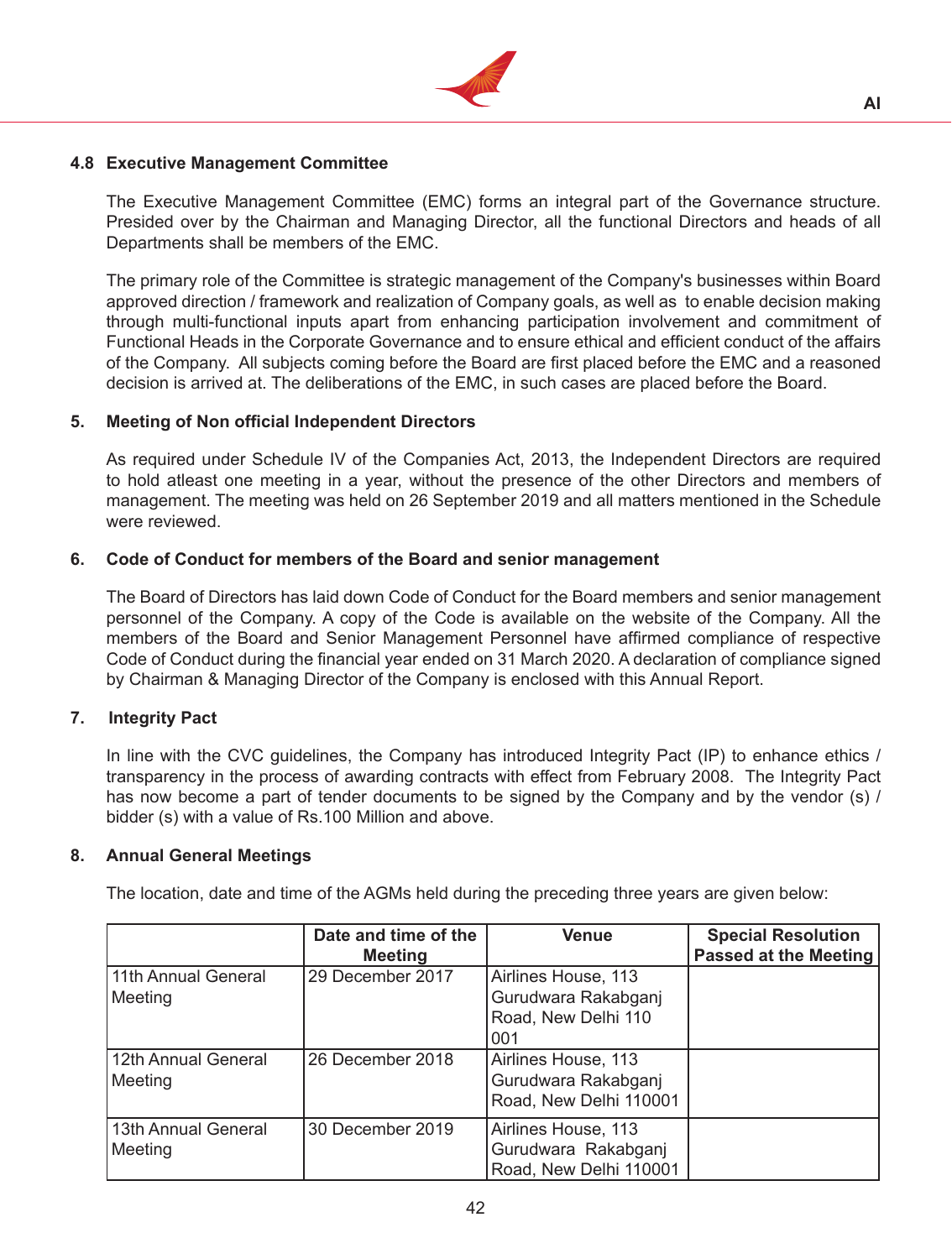### 4.8 Executive Management Committee

The Executive Management Committee (EMC) forms an integral part of the Governance structure. Presided over by the Chairman and Managing Director, all the functional Directors and heads of all Departments shall be members of the EMC.

The primary role of the Committee is strategic management of the Company's businesses within Board approved direction / framework and realization of Company goals, as well as to enable decision making through multi-functional inputs apart from enhancing participation involvement and commitment of Functional Heads in the Corporate Governance and to ensure ethical and efficient conduct of the affairs of the Company. All subjects coming before the Board are first placed before the EMC and a reasoned decision is arrived at. The deliberations of the EMC, in such cases are placed before the Board.

## 5. Meeting of Non official Independent Directors

As required under Schedule IV of the Companies Act, 2013, the Independent Directors are required to hold atleast one meeting in a year, without the presence of the other Directors and members of management. The meeting was held on 26 September 2019 and all matters mentioned in the Schedule were reviewed.

## 6. Code of Conduct for members of the Board and senior management

The Board of Directors has laid down Code of Conduct for the Board members and senior management personnel of the Company. A copy of the Code is available on the website of the Company. All the members of the Board and Senior Management Personnel have affirmed compliance of respective Code of Conduct during the financial year ended on 31 March 2020. A declaration of compliance signed by Chairman & Managing Director of the Company is enclosed with this Annual Report.

## 7. Integrity Pact

In line with the CVC guidelines, the Company has introduced Integrity Pact (IP) to enhance ethics / transparency in the process of awarding contracts with effect from February 2008. The Integrity Pact has now become a part of tender documents to be signed by the Company and by the vendor (s) / bidder (s) with a value of Rs.100 Million and above.

## 8. Annual General Meetings

The location, date and time of the AGMs held during the preceding three years are given below:

| | Date and time of the Meeting | Venue | Special Resolution Passed at the Meeting |
|---|---|---|---|
| 11th Annual General Meeting | 29 December 2017 | Airlines House, 113 Gurudwara Rakabganj Road, New Delhi 110 001 | |
| 12th Annual General Meeting | 26 December 2018 | Airlines House, 113 Gurudwara Rakabganj Road, New Delhi 110001 | |
| 13th Annual General Meeting | 30 December 2019 | Airlines House, 113 Gurudwara Rakabganj Road, New Delhi 110001 | |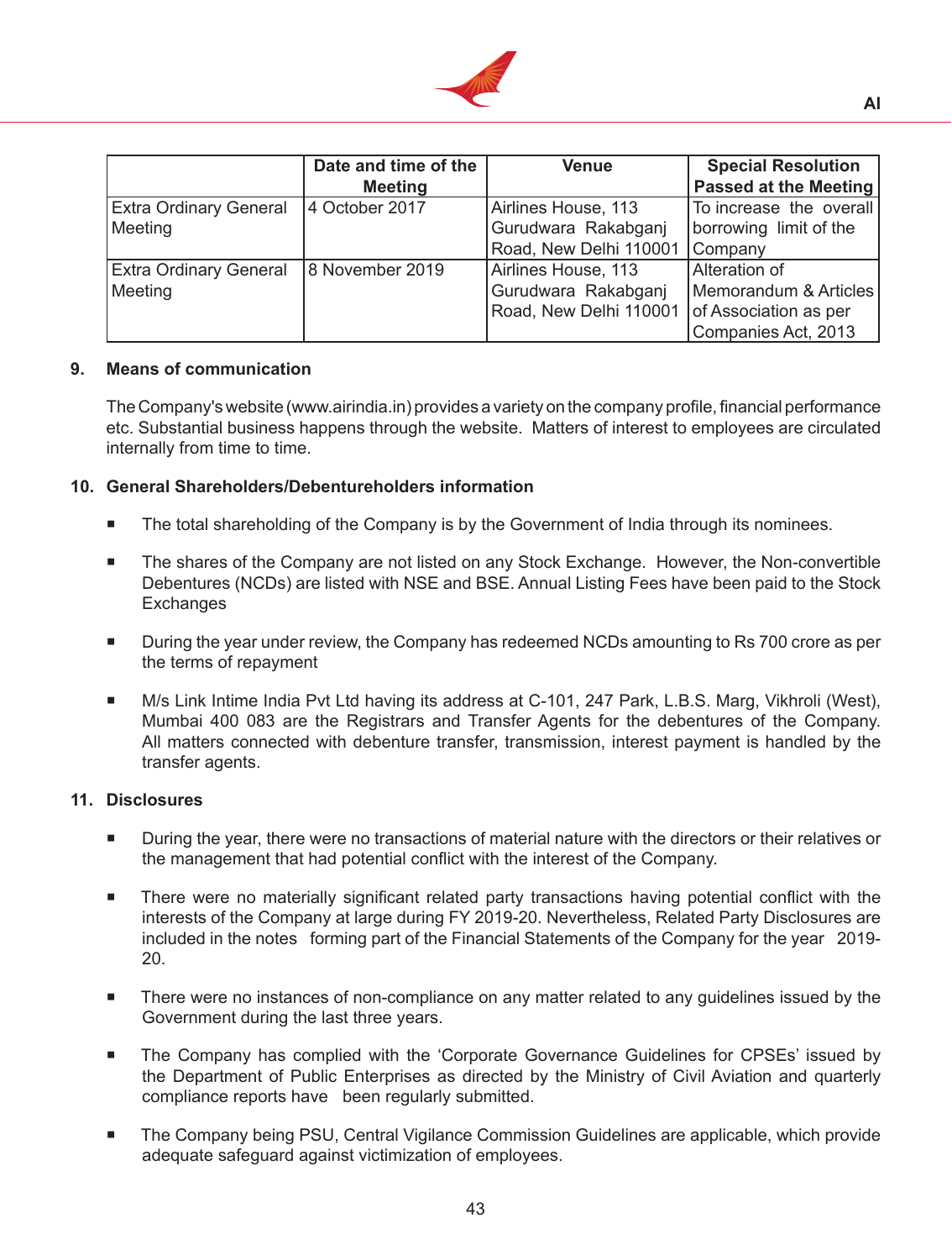| | Date and time of the Meeting | Venue | Special Resolution Passed at the Meeting |
|---|---|---|---|
| Extra Ordinary General Meeting | 4 October 2017 | Airlines House, 113 Gurudwara Rakabganj Road, New Delhi 110001 | To increase the overall borrowing limit of the Company |
| Extra Ordinary General Meeting | 8 November 2019 | Airlines House, 113 Gurudwara Rakabganj Road, New Delhi 110001 | Alteration of Memorandum & Articles of Association as per Companies Act, 2013 |

**9. Means of communication**

The Company's website (www.airindia.in) provides a variety on the company profile, financial performance etc. Substantial business happens through the website. Matters of interest to employees are circulated internally from time to time.

**10. General Shareholders/Debentureholders information**

- The total shareholding of the Company is by the Government of India through its nominees.
- The shares of the Company are not listed on any Stock Exchange. However, the Non-convertible Debentures (NCDs) are listed with NSE and BSE. Annual Listing Fees have been paid to the Stock Exchanges
- During the year under review, the Company has redeemed NCDs amounting to Rs 700 crore as per the terms of repayment
- M/s Link Intime India Pvt Ltd having its address at C-101, 247 Park, L.B.S. Marg, Vikhroli (West), Mumbai 400 083 are the Registrars and Transfer Agents for the debentures of the Company. All matters connected with debenture transfer, transmission, interest payment is handled by the transfer agents.

**11. Disclosures**

- During the year, there were no transactions of material nature with the directors or their relatives or the management that had potential conflict with the interest of the Company.
- There were no materially significant related party transactions having potential conflict with the interests of the Company at large during FY 2019-20. Nevertheless, Related Party Disclosures are included in the notes forming part of the Financial Statements of the Company for the year 2019-20.
- There were no instances of non-compliance on any matter related to any guidelines issued by the Government during the last three years.
- The Company has complied with the 'Corporate Governance Guidelines for CPSEs' issued by the Department of Public Enterprises as directed by the Ministry of Civil Aviation and quarterly compliance reports have been regularly submitted.
- The Company being PSU, Central Vigilance Commission Guidelines are applicable, which provide adequate safeguard against victimization of employees.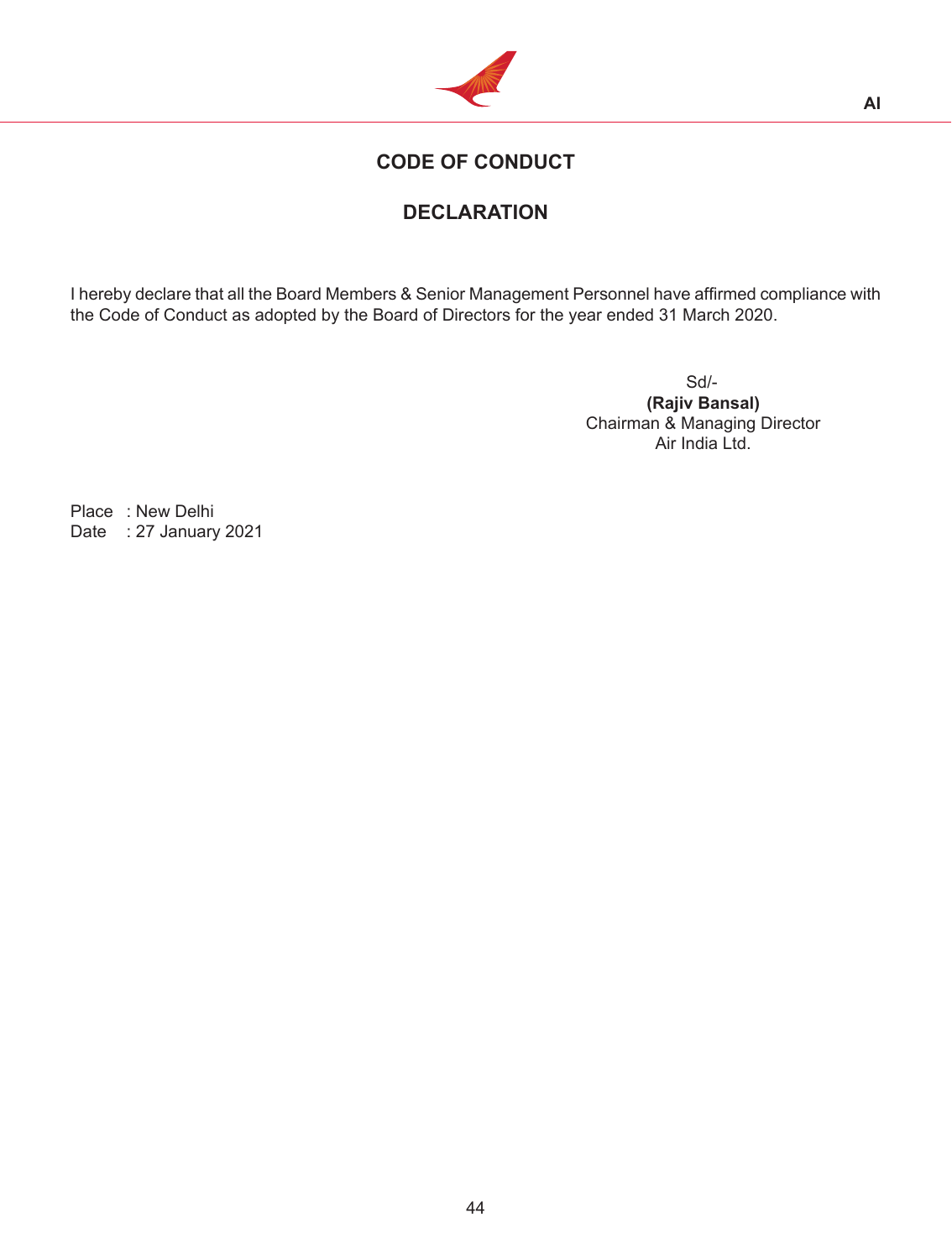# CODE OF CONDUCT

## DECLARATION

I hereby declare that all the Board Members & Senior Management Personnel have affirmed compliance with the Code of Conduct as adopted by the Board of Directors for the year ended 31 March 2020.

Sd/-
**(Rajiv Bansal)**
Chairman & Managing Director
Air India Ltd.

Place : New Delhi
Date : 27 January 2021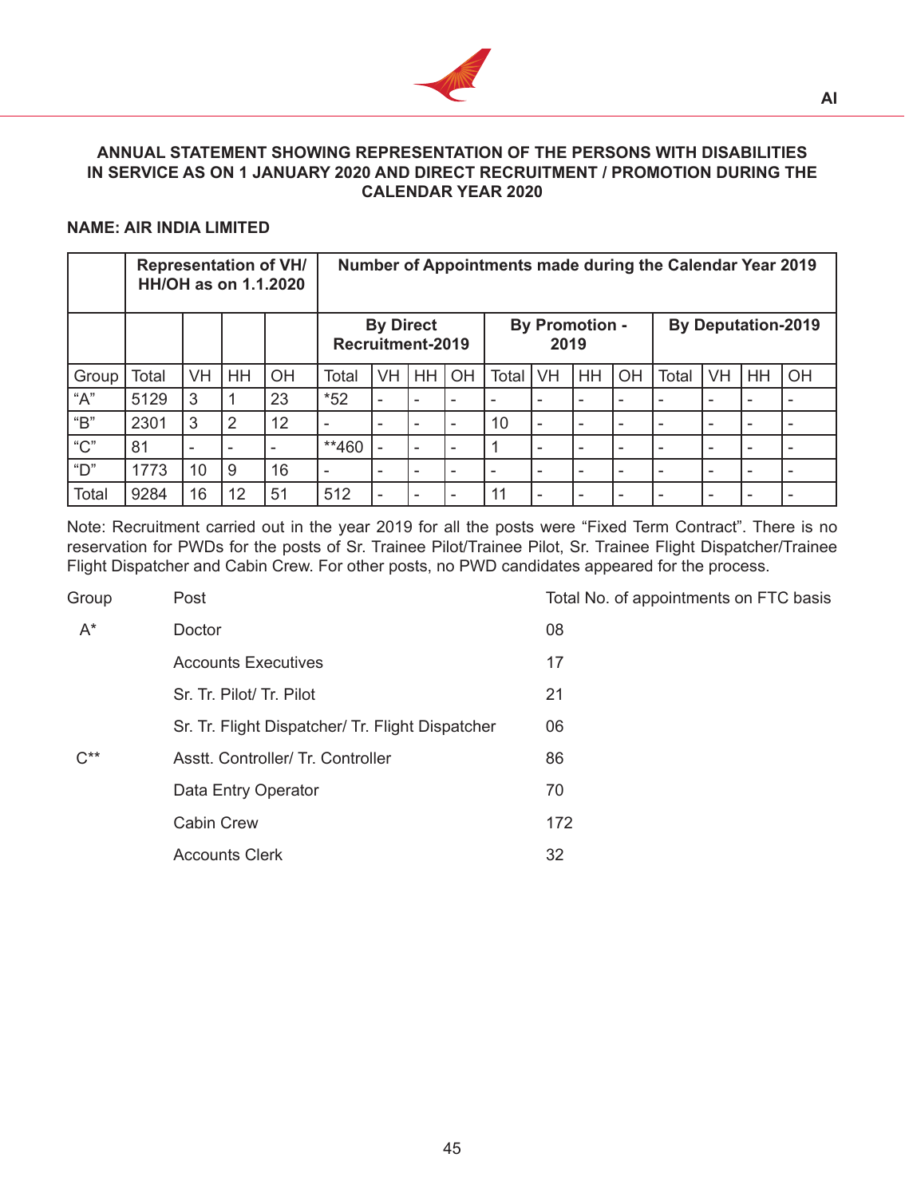**ANNUAL STATEMENT SHOWING REPRESENTATION OF THE PERSONS WITH DISABILITIES IN SERVICE AS ON 1 JANUARY 2020 AND DIRECT RECRUITMENT / PROMOTION DURING THE CALENDAR YEAR 2020**

**NAME: AIR INDIA LIMITED**

| | Representation of VH/ HH/OH as on 1.1.2020 | | | | Number of Appointments made during the Calendar Year 2019 | | | | | | | | | | | |
|---|---|---|---|---|---|---|---|---|---|---|---|---|---|---|---|---|
| | | | | | By Direct Recruitment-2019 | | | | By Promotion - 2019 | | | | By Deputation-2019 | | | |
| Group | Total | VH | HH | OH | Total | VH | HH | OH | Total | VH | HH | OH | Total | VH | HH | OH |
| “A” | 5129 | 3 | 1 | 23 | *52 | - | - | - | - | - | - | - | - | - | - | - |
| “B” | 2301 | 3 | 2 | 12 | - | - | - | - | 10 | - | - | - | - | - | - | - |
| “C” | 81 | - | - | - | **460 | - | - | - | 1 | - | - | - | - | - | - | - |
| “D” | 1773 | 10 | 9 | 16 | - | - | - | - | - | - | - | - | - | - | - | - |
| Total | 9284 | 16 | 12 | 51 | 512 | - | - | - | 11 | - | - | - | - | - | - | - |

Note: Recruitment carried out in the year 2019 for all the posts were “Fixed Term Contract”. There is no reservation for PWDs for the posts of Sr. Trainee Pilot/Trainee Pilot, Sr. Trainee Flight Dispatcher/Trainee Flight Dispatcher and Cabin Crew. For other posts, no PWD candidates appeared for the process.

| Group | Post | Total No. of appointments on FTC basis |
|---|---|---|
| A* | Doctor | 08 |
| | Accounts Executives | 17 |
| | Sr. Tr. Pilot/ Tr. Pilot | 21 |
| | Sr. Tr. Flight Dispatcher/ Tr. Flight Dispatcher | 06 |
| C** | Asstt. Controller/ Tr. Controller | 86 |
| | Data Entry Operator | 70 |
| | Cabin Crew | 172 |
| | Accounts Clerk | 32 |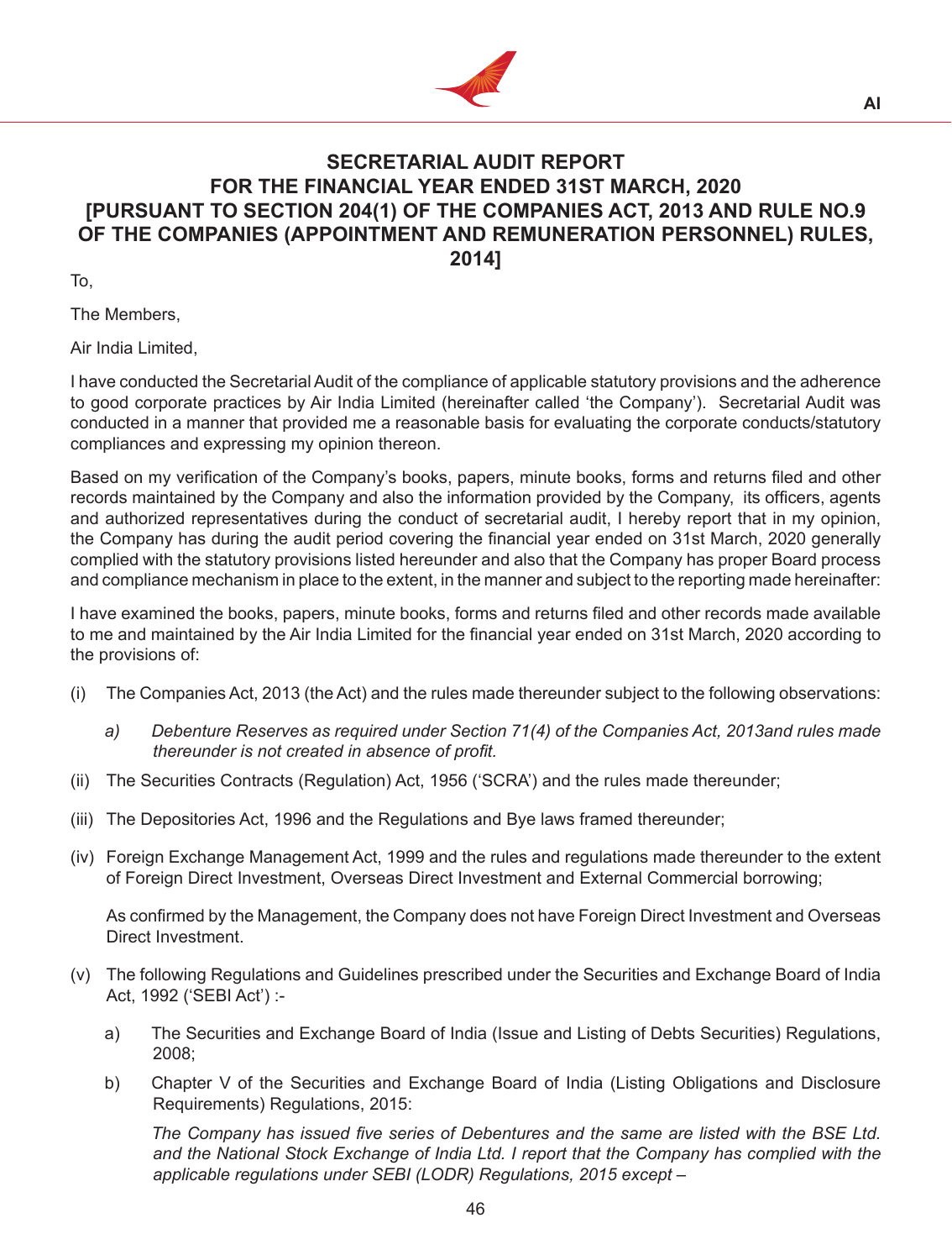# SECRETARIAL AUDIT REPORT
# FOR THE FINANCIAL YEAR ENDED 31ST MARCH, 2020
# [PURSUANT TO SECTION 204(1) OF THE COMPANIES ACT, 2013 AND RULE NO.9 OF THE COMPANIES (APPOINTMENT AND REMUNERATION PERSONNEL) RULES, 2014]

To,

The Members,

Air India Limited,

I have conducted the Secretarial Audit of the compliance of applicable statutory provisions and the adherence to good corporate practices by Air India Limited (hereinafter called 'the Company'). Secretarial Audit was conducted in a manner that provided me a reasonable basis for evaluating the corporate conducts/statutory compliances and expressing my opinion thereon.

Based on my verification of the Company's books, papers, minute books, forms and returns filed and other records maintained by the Company and also the information provided by the Company, its officers, agents and authorized representatives during the conduct of secretarial audit, I hereby report that in my opinion, the Company has during the audit period covering the financial year ended on 31st March, 2020 generally complied with the statutory provisions listed hereunder and also that the Company has proper Board process and compliance mechanism in place to the extent, in the manner and subject to the reporting made hereinafter:

I have examined the books, papers, minute books, forms and returns filed and other records made available to me and maintained by the Air India Limited for the financial year ended on 31st March, 2020 according to the provisions of:

(i) The Companies Act, 2013 (the Act) and the rules made thereunder subject to the following observations:

   *a) Debenture Reserves as required under Section 71(4) of the Companies Act, 2013and rules made thereunder is not created in absence of profit.*

(ii) The Securities Contracts (Regulation) Act, 1956 ('SCRA') and the rules made thereunder;

(iii) The Depositories Act, 1996 and the Regulations and Bye laws framed thereunder;

(iv) Foreign Exchange Management Act, 1999 and the rules and regulations made thereunder to the extent of Foreign Direct Investment, Overseas Direct Investment and External Commercial borrowing;

   As confirmed by the Management, the Company does not have Foreign Direct Investment and Overseas Direct Investment.

(v) The following Regulations and Guidelines prescribed under the Securities and Exchange Board of India Act, 1992 ('SEBI Act') :-

   a) The Securities and Exchange Board of India (Issue and Listing of Debts Securities) Regulations, 2008;

   b) Chapter V of the Securities and Exchange Board of India (Listing Obligations and Disclosure Requirements) Regulations, 2015:

   *The Company has issued five series of Debentures and the same are listed with the BSE Ltd. and the National Stock Exchange of India Ltd. I report that the Company has complied with the applicable regulations under SEBI (LODR) Regulations, 2015 except –*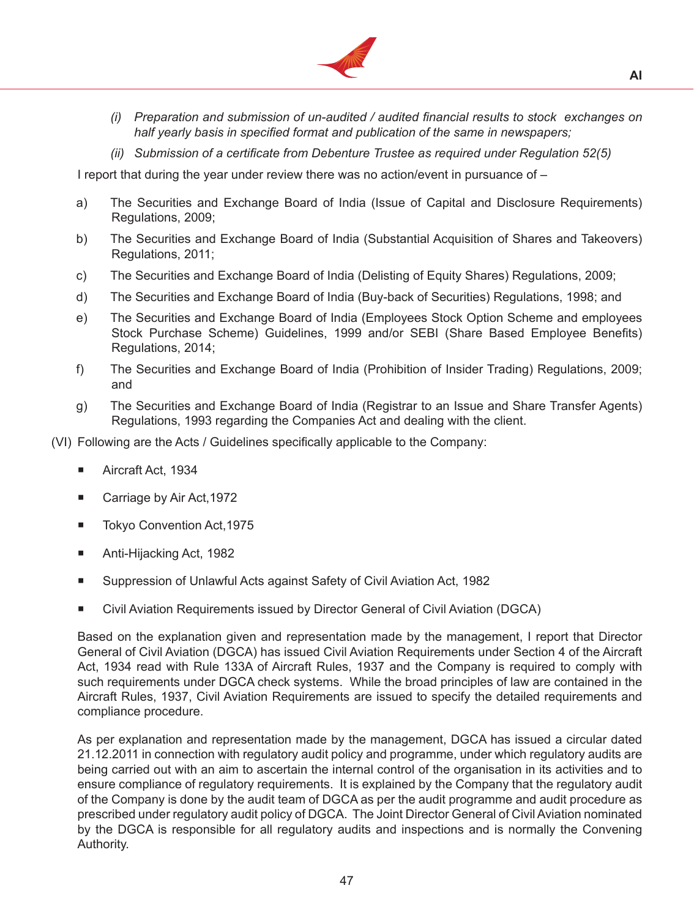*(i) Preparation and submission of un-audited / audited financial results to stock exchanges on half yearly basis in specified format and publication of the same in newspapers;*

*(ii) Submission of a certificate from Debenture Trustee as required under Regulation 52(5)*

I report that during the year under review there was no action/event in pursuance of –

a) The Securities and Exchange Board of India (Issue of Capital and Disclosure Requirements) Regulations, 2009;

b) The Securities and Exchange Board of India (Substantial Acquisition of Shares and Takeovers) Regulations, 2011;

c) The Securities and Exchange Board of India (Delisting of Equity Shares) Regulations, 2009;

d) The Securities and Exchange Board of India (Buy-back of Securities) Regulations, 1998; and

e) The Securities and Exchange Board of India (Employees Stock Option Scheme and employees Stock Purchase Scheme) Guidelines, 1999 and/or SEBI (Share Based Employee Benefits) Regulations, 2014;

f) The Securities and Exchange Board of India (Prohibition of Insider Trading) Regulations, 2009; and

g) The Securities and Exchange Board of India (Registrar to an Issue and Share Transfer Agents) Regulations, 1993 regarding the Companies Act and dealing with the client.

(VI) Following are the Acts / Guidelines specifically applicable to the Company:

- Aircraft Act, 1934
- Carriage by Air Act,1972
- Tokyo Convention Act,1975
- Anti-Hijacking Act, 1982
- Suppression of Unlawful Acts against Safety of Civil Aviation Act, 1982
- Civil Aviation Requirements issued by Director General of Civil Aviation (DGCA)

Based on the explanation given and representation made by the management, I report that Director General of Civil Aviation (DGCA) has issued Civil Aviation Requirements under Section 4 of the Aircraft Act, 1934 read with Rule 133A of Aircraft Rules, 1937 and the Company is required to comply with such requirements under DGCA check systems. While the broad principles of law are contained in the Aircraft Rules, 1937, Civil Aviation Requirements are issued to specify the detailed requirements and compliance procedure.

As per explanation and representation made by the management, DGCA has issued a circular dated 21.12.2011 in connection with regulatory audit policy and programme, under which regulatory audits are being carried out with an aim to ascertain the internal control of the organisation in its activities and to ensure compliance of regulatory requirements. It is explained by the Company that the regulatory audit of the Company is done by the audit team of DGCA as per the audit programme and audit procedure as prescribed under regulatory audit policy of DGCA. The Joint Director General of Civil Aviation nominated by the DGCA is responsible for all regulatory audits and inspections and is normally the Convening Authority.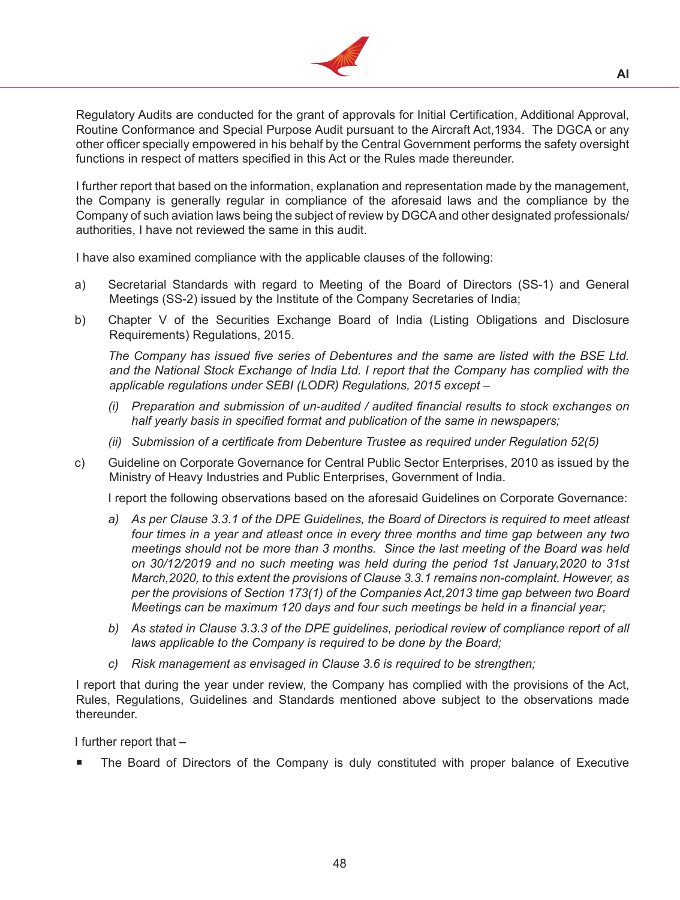Regulatory Audits are conducted for the grant of approvals for Initial Certification, Additional Approval, Routine Conformance and Special Purpose Audit pursuant to the Aircraft Act,1934. The DGCA or any other officer specially empowered in his behalf by the Central Government performs the safety oversight functions in respect of matters specified in this Act or the Rules made thereunder.

I further report that based on the information, explanation and representation made by the management, the Company is generally regular in compliance of the aforesaid laws and the compliance by the Company of such aviation laws being the subject of review by DGCA and other designated professionals/ authorities, I have not reviewed the same in this audit.

I have also examined compliance with the applicable clauses of the following:

a) Secretarial Standards with regard to Meeting of the Board of Directors (SS-1) and General Meetings (SS-2) issued by the Institute of the Company Secretaries of India;

b) Chapter V of the Securities Exchange Board of India (Listing Obligations and Disclosure Requirements) Regulations, 2015.

   *The Company has issued five series of Debentures and the same are listed with the BSE Ltd. and the National Stock Exchange of India Ltd. I report that the Company has complied with the applicable regulations under SEBI (LODR) Regulations, 2015 except –*

   *(i) Preparation and submission of un-audited / audited financial results to stock exchanges on half yearly basis in specified format and publication of the same in newspapers;*

   *(ii) Submission of a certificate from Debenture Trustee as required under Regulation 52(5)*

c) Guideline on Corporate Governance for Central Public Sector Enterprises, 2010 as issued by the Ministry of Heavy Industries and Public Enterprises, Government of India.

   I report the following observations based on the aforesaid Guidelines on Corporate Governance:

   *a) As per Clause 3.3.1 of the DPE Guidelines, the Board of Directors is required to meet atleast four times in a year and atleast once in every three months and time gap between any two meetings should not be more than 3 months. Since the last meeting of the Board was held on 30/12/2019 and no such meeting was held during the period 1st January,2020 to 31st March,2020, to this extent the provisions of Clause 3.3.1 remains non-complaint. However, as per the provisions of Section 173(1) of the Companies Act,2013 time gap between two Board Meetings can be maximum 120 days and four such meetings be held in a financial year;*

   *b) As stated in Clause 3.3.3 of the DPE guidelines, periodical review of compliance report of all laws applicable to the Company is required to be done by the Board;*

   *c) Risk management as envisaged in Clause 3.6 is required to be strengthen;*

I report that during the year under review, the Company has complied with the provisions of the Act, Rules, Regulations, Guidelines and Standards mentioned above subject to the observations made thereunder.

I further report that –

- The Board of Directors of the Company is duly constituted with proper balance of Executive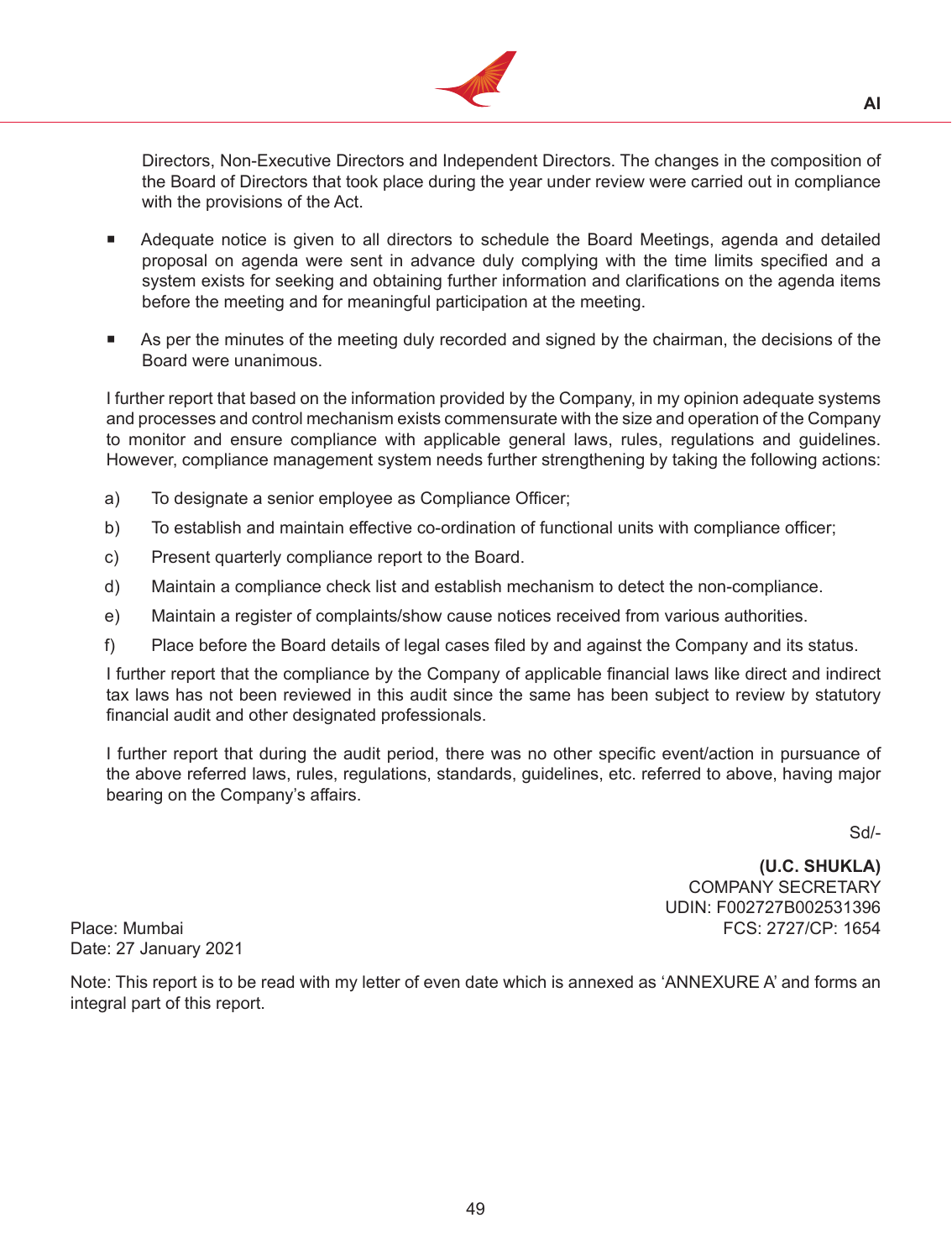Directors, Non-Executive Directors and Independent Directors. The changes in the composition of the Board of Directors that took place during the year under review were carried out in compliance with the provisions of the Act.

- Adequate notice is given to all directors to schedule the Board Meetings, agenda and detailed proposal on agenda were sent in advance duly complying with the time limits specified and a system exists for seeking and obtaining further information and clarifications on the agenda items before the meeting and for meaningful participation at the meeting.
- As per the minutes of the meeting duly recorded and signed by the chairman, the decisions of the Board were unanimous.

I further report that based on the information provided by the Company, in my opinion adequate systems and processes and control mechanism exists commensurate with the size and operation of the Company to monitor and ensure compliance with applicable general laws, rules, regulations and guidelines. However, compliance management system needs further strengthening by taking the following actions:

a) To designate a senior employee as Compliance Officer;

b) To establish and maintain effective co-ordination of functional units with compliance officer;

c) Present quarterly compliance report to the Board.

d) Maintain a compliance check list and establish mechanism to detect the non-compliance.

e) Maintain a register of complaints/show cause notices received from various authorities.

f) Place before the Board details of legal cases filed by and against the Company and its status.

I further report that the compliance by the Company of applicable financial laws like direct and indirect tax laws has not been reviewed in this audit since the same has been subject to review by statutory financial audit and other designated professionals.

I further report that during the audit period, there was no other specific event/action in pursuance of the above referred laws, rules, regulations, standards, guidelines, etc. referred to above, having major bearing on the Company's affairs.

Sd/-

**(U.C. SHUKLA)**
COMPANY SECRETARY
UDIN: F002727B002531396
FCS: 2727/CP: 1654

Place: Mumbai
Date: 27 January 2021

Note: This report is to be read with my letter of even date which is annexed as 'ANNEXURE A' and forms an integral part of this report.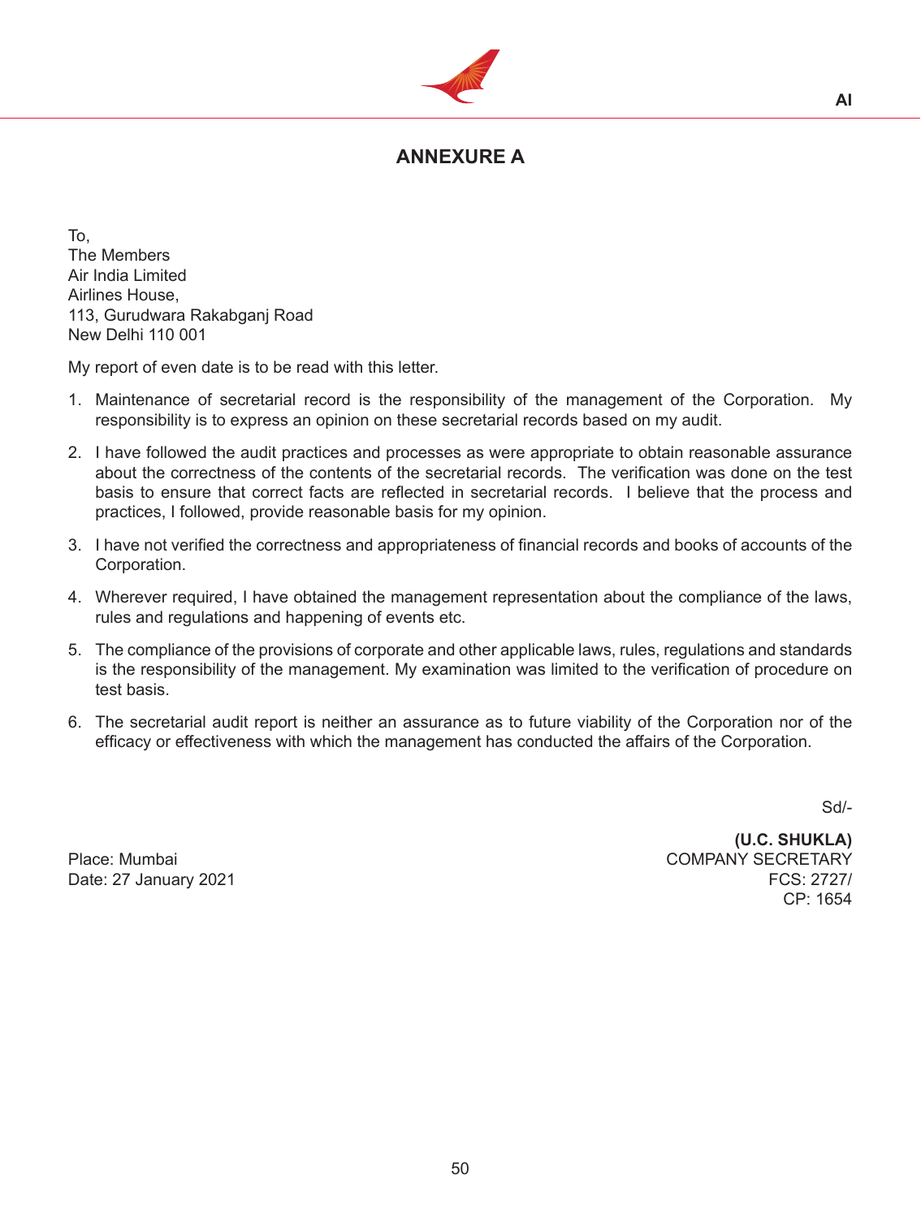# ANNEXURE A

To,
The Members
Air India Limited
Airlines House,
113, Gurudwara Rakabganj Road
New Delhi 110 001

My report of even date is to be read with this letter.

1. Maintenance of secretarial record is the responsibility of the management of the Corporation. My responsibility is to express an opinion on these secretarial records based on my audit.

2. I have followed the audit practices and processes as were appropriate to obtain reasonable assurance about the correctness of the contents of the secretarial records. The verification was done on the test basis to ensure that correct facts are reflected in secretarial records. I believe that the process and practices, I followed, provide reasonable basis for my opinion.

3. I have not verified the correctness and appropriateness of financial records and books of accounts of the Corporation.

4. Wherever required, I have obtained the management representation about the compliance of the laws, rules and regulations and happening of events etc.

5. The compliance of the provisions of corporate and other applicable laws, rules, regulations and standards is the responsibility of the management. My examination was limited to the verification of procedure on test basis.

6. The secretarial audit report is neither an assurance as to future viability of the Corporation nor of the efficacy or effectiveness with which the management has conducted the affairs of the Corporation.

Sd/-

**(U.C. SHUKLA)**
COMPANY SECRETARY
FCS: 2727/
CP: 1654

Place: Mumbai
Date: 27 January 2021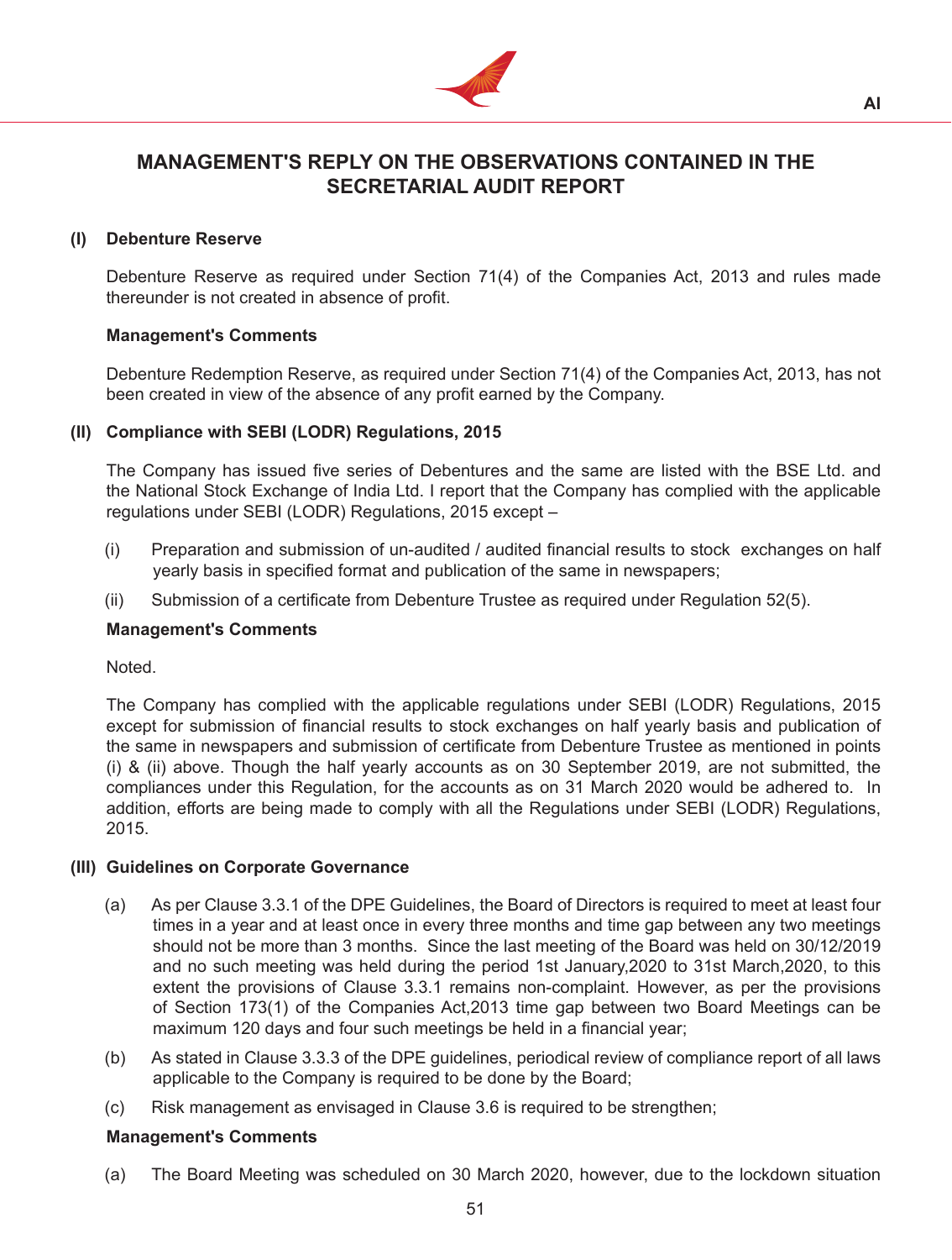# MANAGEMENT'S REPLY ON THE OBSERVATIONS CONTAINED IN THE SECRETARIAL AUDIT REPORT

**(I) Debenture Reserve**

Debenture Reserve as required under Section 71(4) of the Companies Act, 2013 and rules made thereunder is not created in absence of profit.

**Management's Comments**

Debenture Redemption Reserve, as required under Section 71(4) of the Companies Act, 2013, has not been created in view of the absence of any profit earned by the Company.

**(II) Compliance with SEBI (LODR) Regulations, 2015**

The Company has issued five series of Debentures and the same are listed with the BSE Ltd. and the National Stock Exchange of India Ltd. I report that the Company has complied with the applicable regulations under SEBI (LODR) Regulations, 2015 except –

(i) Preparation and submission of un-audited / audited financial results to stock exchanges on half yearly basis in specified format and publication of the same in newspapers;

(ii) Submission of a certificate from Debenture Trustee as required under Regulation 52(5).

**Management's Comments**

Noted.

The Company has complied with the applicable regulations under SEBI (LODR) Regulations, 2015 except for submission of financial results to stock exchanges on half yearly basis and publication of the same in newspapers and submission of certificate from Debenture Trustee as mentioned in points (i) & (ii) above. Though the half yearly accounts as on 30 September 2019, are not submitted, the compliances under this Regulation, for the accounts as on 31 March 2020 would be adhered to. In addition, efforts are being made to comply with all the Regulations under SEBI (LODR) Regulations, 2015.

**(III) Guidelines on Corporate Governance**

(a) As per Clause 3.3.1 of the DPE Guidelines, the Board of Directors is required to meet at least four times in a year and at least once in every three months and time gap between any two meetings should not be more than 3 months. Since the last meeting of the Board was held on 30/12/2019 and no such meeting was held during the period 1st January,2020 to 31st March,2020, to this extent the provisions of Clause 3.3.1 remains non-complaint. However, as per the provisions of Section 173(1) of the Companies Act,2013 time gap between two Board Meetings can be maximum 120 days and four such meetings be held in a financial year;

(b) As stated in Clause 3.3.3 of the DPE guidelines, periodical review of compliance report of all laws applicable to the Company is required to be done by the Board;

(c) Risk management as envisaged in Clause 3.6 is required to be strengthen;

**Management's Comments**

(a) The Board Meeting was scheduled on 30 March 2020, however, due to the lockdown situation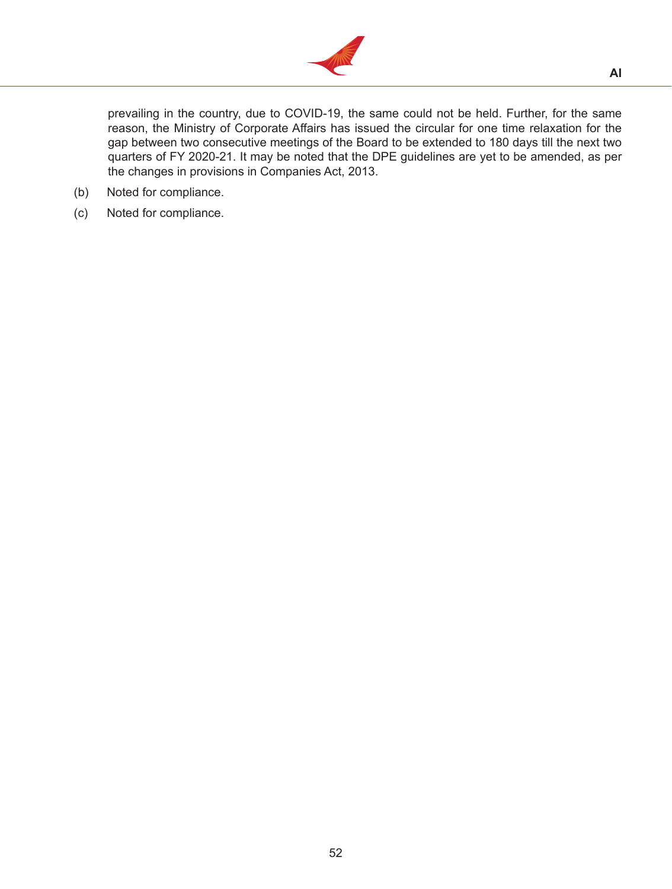prevailing in the country, due to COVID-19, the same could not be held. Further, for the same reason, the Ministry of Corporate Affairs has issued the circular for one time relaxation for the gap between two consecutive meetings of the Board to be extended to 180 days till the next two quarters of FY 2020-21. It may be noted that the DPE guidelines are yet to be amended, as per the changes in provisions in Companies Act, 2013.

(b) Noted for compliance.

(c) Noted for compliance.